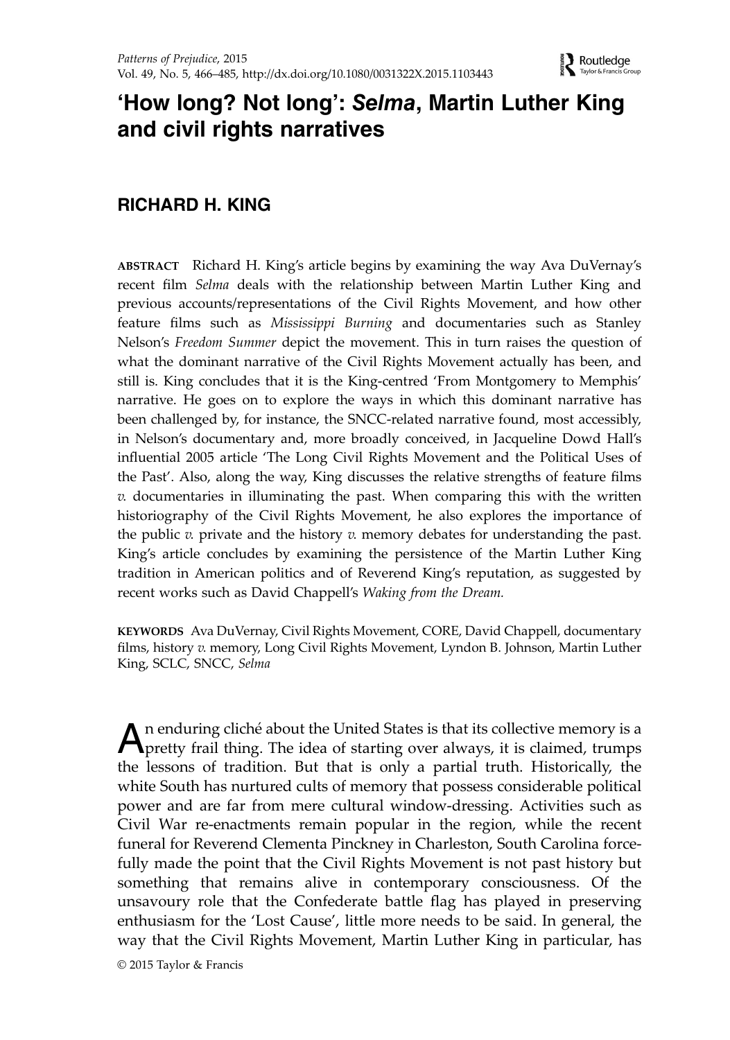# 'How long? Not long': *Selma*, Martin Luther King and civil rights narratives

## RICHARD H. KING

**ABSTRACT** Richard H. King's article begins by examining the way Ava DuVernay's recent film *Selma* deals with the relationship between Martin Luther King and previous accounts/representations of the Civil Rights Movement, and how other feature films such as *Mississippi Burning* and documentaries such as Stanley Nelson's *Freedom Summer* depict the movement. This in turn raises the question of what the dominant narrative of the Civil Rights Movement actually has been, and still is. King concludes that it is the King-centred 'From Montgomery to Memphis' narrative. He goes on to explore the ways in which this dominant narrative has been challenged by, for instance, the SNCC-related narrative found, most accessibly, in Nelson's documentary and, more broadly conceived, in Jacqueline Dowd Hall's influential 2005 article 'The Long Civil Rights Movement and the Political Uses of the Past'. Also, along the way, King discusses the relative strengths of feature films *v.* documentaries in illuminating the past. When comparing this with the written historiography of the Civil Rights Movement, he also explores the importance of the public *v.* private and the history *v.* memory debates for understanding the past. King's article concludes by examining the persistence of the Martin Luther King tradition in American politics and of Reverend King's reputation, as suggested by recent works such as David Chappell's *Waking from the Dream.*

**KEYWORDS** Ava DuVernay, Civil Rights Movement, CORE, David Chappell, documentary films, history *v.* memory, Long Civil Rights Movement, Lyndon B. Johnson, Martin Luther King, SCLC, SNCC, *Selma*

An enduring cliché about the United States is that its collective memory is a pretty frail thing. The idea of starting over always, it is claimed, trumps the lessons of tradition. But that is only a partial truth. Historically, the white South has nurtured cults of memory that possess considerable political power and are far from mere cultural window-dressing. Activities such as Civil War re-enactments remain popular in the region, while the recent funeral for Reverend Clementa Pinckney in Charleston, South Carolina forcefully made the point that the Civil Rights Movement is not past history but something that remains alive in contemporary consciousness. Of the unsavoury role that the Confederate battle flag has played in preserving enthusiasm for the 'Lost Cause', little more needs to be said. In general, the way that the Civil Rights Movement, Martin Luther King in particular, has

© 2015 Taylor & Francis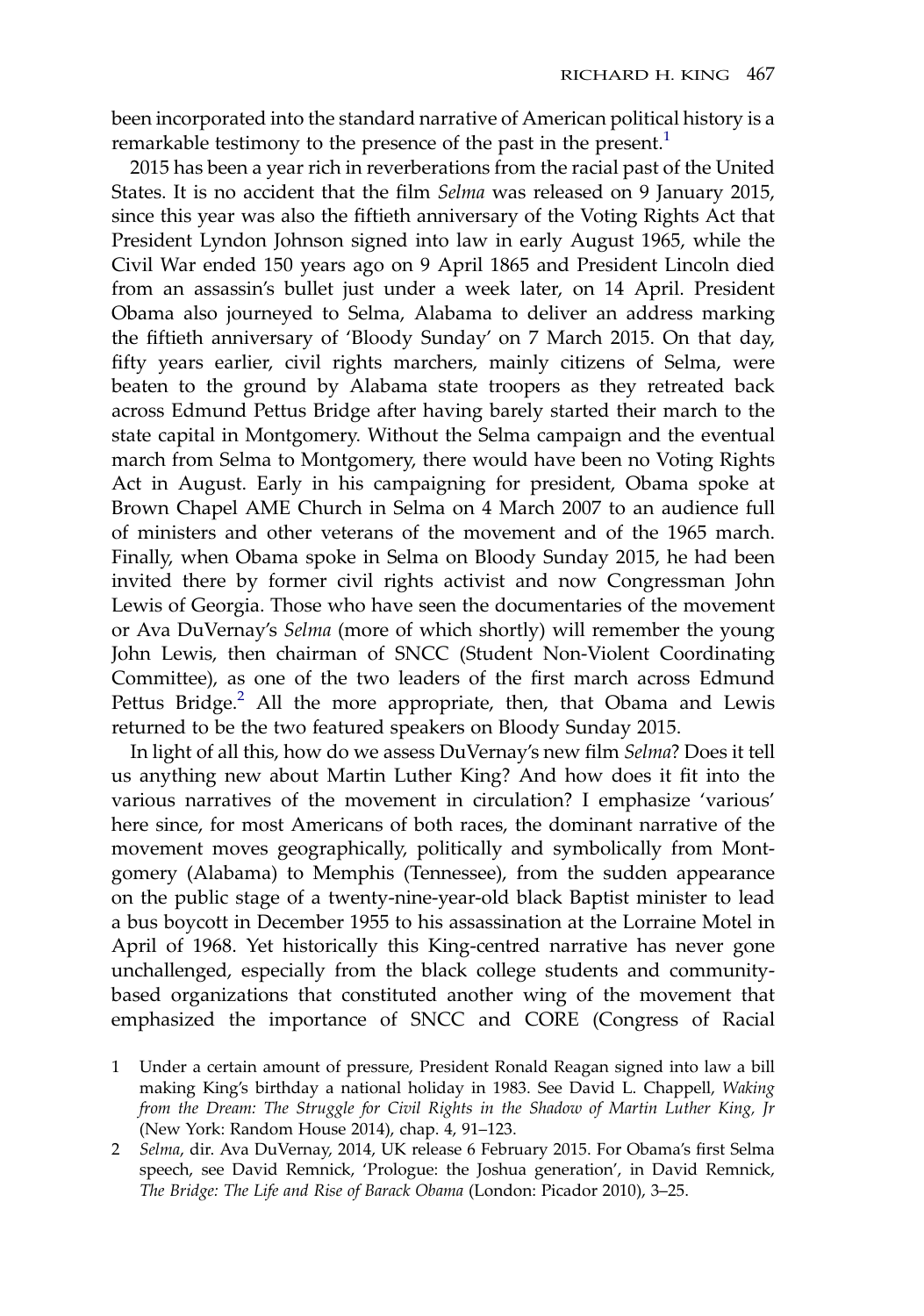been incorporated into the standard narrative of American political history is a remarkable testimony to the presence of the past in the present.[1]

2015 has been a year rich in reverberations from the racial past of the United States. It is no accident that the film *Selma* was released on 9 January 2015, since this year was also the fiftieth anniversary of the Voting Rights Act that President Lyndon Johnson signed into law in early August 1965, while the Civil War ended 150 years ago on 9 April 1865 and President Lincoln died from an assassin's bullet just under a week later, on 14 April. President Obama also journeyed to Selma, Alabama to deliver an address marking the fiftieth anniversary of 'Bloody Sunday' on 7 March 2015. On that day, fifty years earlier, civil rights marchers, mainly citizens of Selma, were beaten to the ground by Alabama state troopers as they retreated back across Edmund Pettus Bridge after having barely started their march to the state capital in Montgomery. Without the Selma campaign and the eventual march from Selma to Montgomery, there would have been no Voting Rights Act in August. Early in his campaigning for president, Obama spoke at Brown Chapel AME Church in Selma on 4 March 2007 to an audience full of ministers and other veterans of the movement and of the 1965 march. Finally, when Obama spoke in Selma on Bloody Sunday 2015, he had been invited there by former civil rights activist and now Congressman John Lewis of Georgia. Those who have seen the documentaries of the movement or Ava DuVernay's *Selma* (more of which shortly) will remember the young John Lewis, then chairman of SNCC (Student Non-Violent Coordinating Committee), as one of the two leaders of the first march across Edmund Pettus Bridge.[2] All the more appropriate, then, that Obama and Lewis returned to be the two featured speakers on Bloody Sunday 2015.

In light of all this, how do we assess DuVernay's new film *Selma*? Does it tell us anything new about Martin Luther King? And how does it fit into the various narratives of the movement in circulation? I emphasize 'various' here since, for most Americans of both races, the dominant narrative of the movement moves geographically, politically and symbolically from Montgomery (Alabama) to Memphis (Tennessee), from the sudden appearance on the public stage of a twenty-nine-year-old black Baptist minister to lead a bus boycott in December 1955 to his assassination at the Lorraine Motel in April of 1968. Yet historically this King-centred narrative has never gone unchallenged, especially from the black college students and community-based organizations that constituted another wing of the movement that emphasized the importance of SNCC and CORE (Congress of Racial

1 Under a certain amount of pressure, President Ronald Reagan signed into law a bill making King's birthday a national holiday in 1983. See David L. Chappell, *Waking from the Dream: The Struggle for Civil Rights in the Shadow of Martin Luther King, Jr* (New York: Random House 2014), chap. 4, 91–123.

2 *Selma*, dir. Ava DuVernay, 2014, UK release 6 February 2015. For Obama's first Selma speech, see David Remnick, 'Prologue: the Joshua generation', in David Remnick, *The Bridge: The Life and Rise of Barack Obama* (London: Picador 2010), 3–25.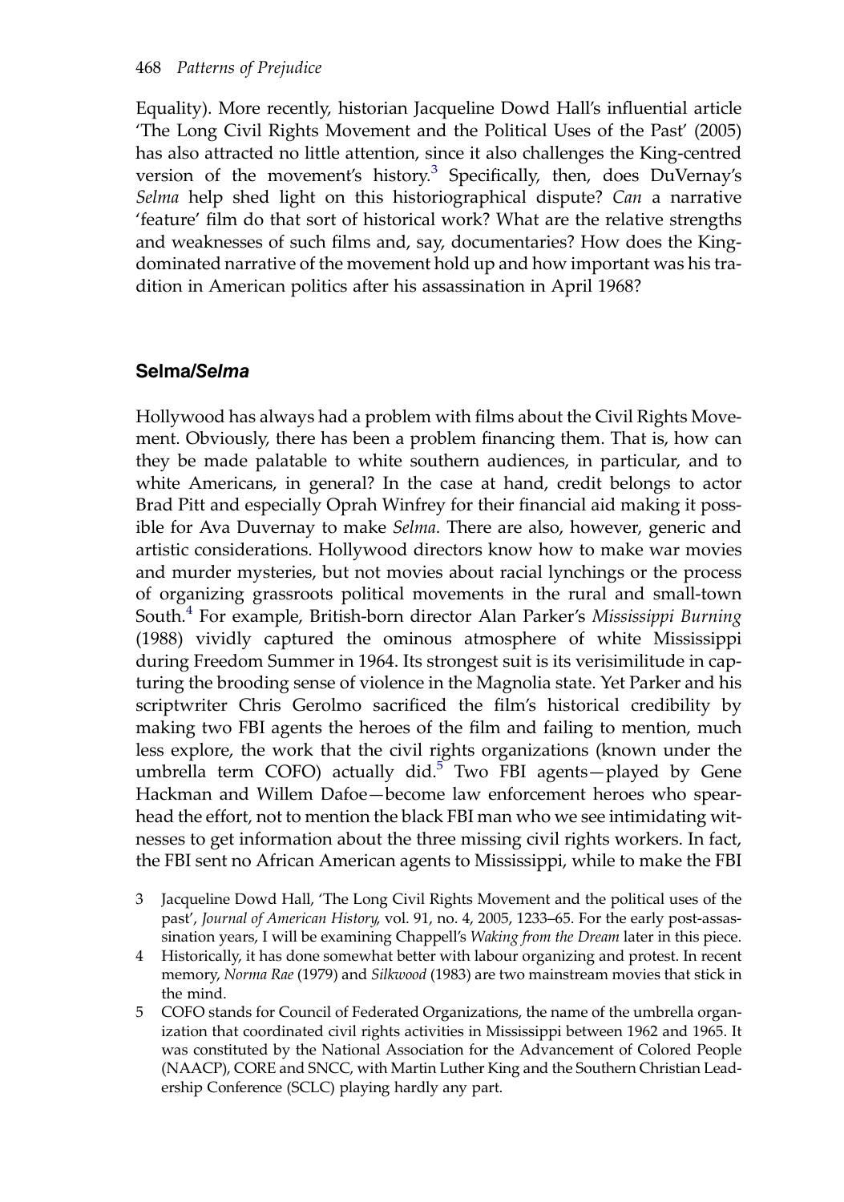Equality). More recently, historian Jacqueline Dowd Hall's influential article 'The Long Civil Rights Movement and the Political Uses of the Past' (2005) has also attracted no little attention, since it also challenges the King-centred version of the movement's history.[3] Specifically, then, does DuVernay's *Selma* help shed light on this historiographical dispute? *Can* a narrative 'feature' film do that sort of historical work? What are the relative strengths and weaknesses of such films and, say, documentaries? How does the King-dominated narrative of the movement hold up and how important was his tradition in American politics after his assassination in April 1968?

## Selma/*Selma*

Hollywood has always had a problem with films about the Civil Rights Movement. Obviously, there has been a problem financing them. That is, how can they be made palatable to white southern audiences, in particular, and to white Americans, in general? In the case at hand, credit belongs to actor Brad Pitt and especially Oprah Winfrey for their financial aid making it possible for Ava Duvernay to make *Selma*. There are also, however, generic and artistic considerations. Hollywood directors know how to make war movies and murder mysteries, but not movies about racial lynchings or the process of organizing grassroots political movements in the rural and small-town South.[4] For example, British-born director Alan Parker's *Mississippi Burning* (1988) vividly captured the ominous atmosphere of white Mississippi during Freedom Summer in 1964. Its strongest suit is its verisimilitude in capturing the brooding sense of violence in the Magnolia state. Yet Parker and his scriptwriter Chris Gerolmo sacrificed the film's historical credibility by making two FBI agents the heroes of the film and failing to mention, much less explore, the work that the civil rights organizations (known under the umbrella term COFO) actually did.[5] Two FBI agents—played by Gene Hackman and Willem Dafoe—become law enforcement heroes who spearhead the effort, not to mention the black FBI man who we see intimidating witnesses to get information about the three missing civil rights workers. In fact, the FBI sent no African American agents to Mississippi, while to make the FBI

3 Jacqueline Dowd Hall, 'The Long Civil Rights Movement and the political uses of the past', *Journal of American History*, vol. 91, no. 4, 2005, 1233–65. For the early post-assassination years, I will be examining Chappell's *Waking from the Dream* later in this piece.

4 Historically, it has done somewhat better with labour organizing and protest. In recent memory, *Norma Rae* (1979) and *Silkwood* (1983) are two mainstream movies that stick in the mind.

5 COFO stands for Council of Federated Organizations, the name of the umbrella organization that coordinated civil rights activities in Mississippi between 1962 and 1965. It was constituted by the National Association for the Advancement of Colored People (NAACP), CORE and SNCC, with Martin Luther King and the Southern Christian Leadership Conference (SCLC) playing hardly any part.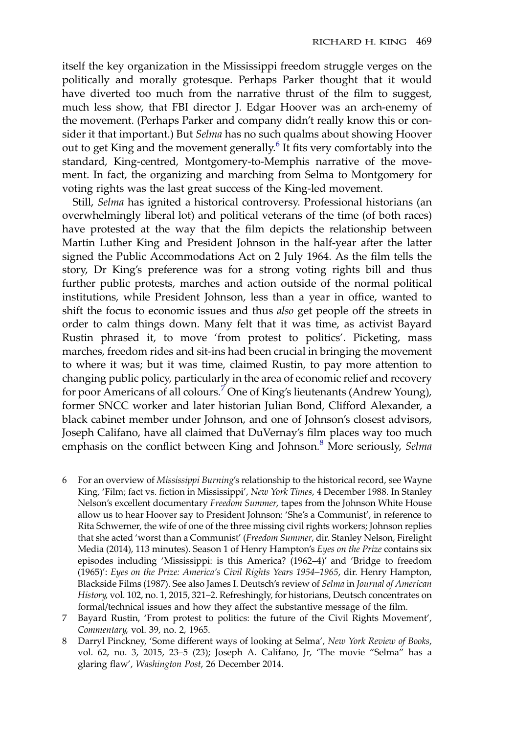itself the key organization in the Mississippi freedom struggle verges on the politically and morally grotesque. Perhaps Parker thought that it would have diverted too much from the narrative thrust of the film to suggest, much less show, that FBI director J. Edgar Hoover was an arch-enemy of the movement. (Perhaps Parker and company didn't really know this or consider it that important.) But *Selma* has no such qualms about showing Hoover out to get King and the movement generally.[6] It fits very comfortably into the standard, King-centred, Montgomery-to-Memphis narrative of the movement. In fact, the organizing and marching from Selma to Montgomery for voting rights was the last great success of the King-led movement.

Still, *Selma* has ignited a historical controversy. Professional historians (an overwhelmingly liberal lot) and political veterans of the time (of both races) have protested at the way that the film depicts the relationship between Martin Luther King and President Johnson in the half-year after the latter signed the Public Accommodations Act on 2 July 1964. As the film tells the story, Dr King's preference was for a strong voting rights bill and thus further public protests, marches and action outside of the normal political institutions, while President Johnson, less than a year in office, wanted to shift the focus to economic issues and thus *also* get people off the streets in order to calm things down. Many felt that it was time, as activist Bayard Rustin phrased it, to move 'from protest to politics'. Picketing, mass marches, freedom rides and sit-ins had been crucial in bringing the movement to where it was; but it was time, claimed Rustin, to pay more attention to changing public policy, particularly in the area of economic relief and recovery for poor Americans of all colours.[7] One of King's lieutenants (Andrew Young), former SNCC worker and later historian Julian Bond, Clifford Alexander, a black cabinet member under Johnson, and one of Johnson's closest advisors, Joseph Califano, have all claimed that DuVernay's film places way too much emphasis on the conflict between King and Johnson.[8] More seriously, *Selma*

6 For an overview of *Mississippi Burning*'s relationship to the historical record, see Wayne King, 'Film; fact vs. fiction in Mississippi', *New York Times*, 4 December 1988. In Stanley Nelson's excellent documentary *Freedom Summer*, tapes from the Johnson White House allow us to hear Hoover say to President Johnson: 'She's a Communist', in reference to Rita Schwerner, the wife of one of the three missing civil rights workers; Johnson replies that she acted 'worst than a Communist' (*Freedom Summer*, dir. Stanley Nelson, Firelight Media (2014), 113 minutes). Season 1 of Henry Hampton's *Eyes on the Prize* contains six episodes including 'Mississippi: is this America? (1962–4)' and 'Bridge to freedom (1965)': *Eyes on the Prize: America's Civil Rights Years 1954–1965*, dir. Henry Hampton, Blackside Films (1987). See also James I. Deutsch's review of *Selma* in *Journal of American History*, vol. 102, no. 1, 2015, 321–2. Refreshingly, for historians, Deutsch concentrates on formal/technical issues and how they affect the substantive message of the film.

7 Bayard Rustin, 'From protest to politics: the future of the Civil Rights Movement', *Commentary*, vol. 39, no. 2, 1965.

8 Darryl Pinckney, 'Some different ways of looking at Selma', *New York Review of Books*, vol. 62, no. 3, 2015, 23–5 (23); Joseph A. Califano, Jr, 'The movie "Selma" has a glaring flaw', *Washington Post*, 26 December 2014.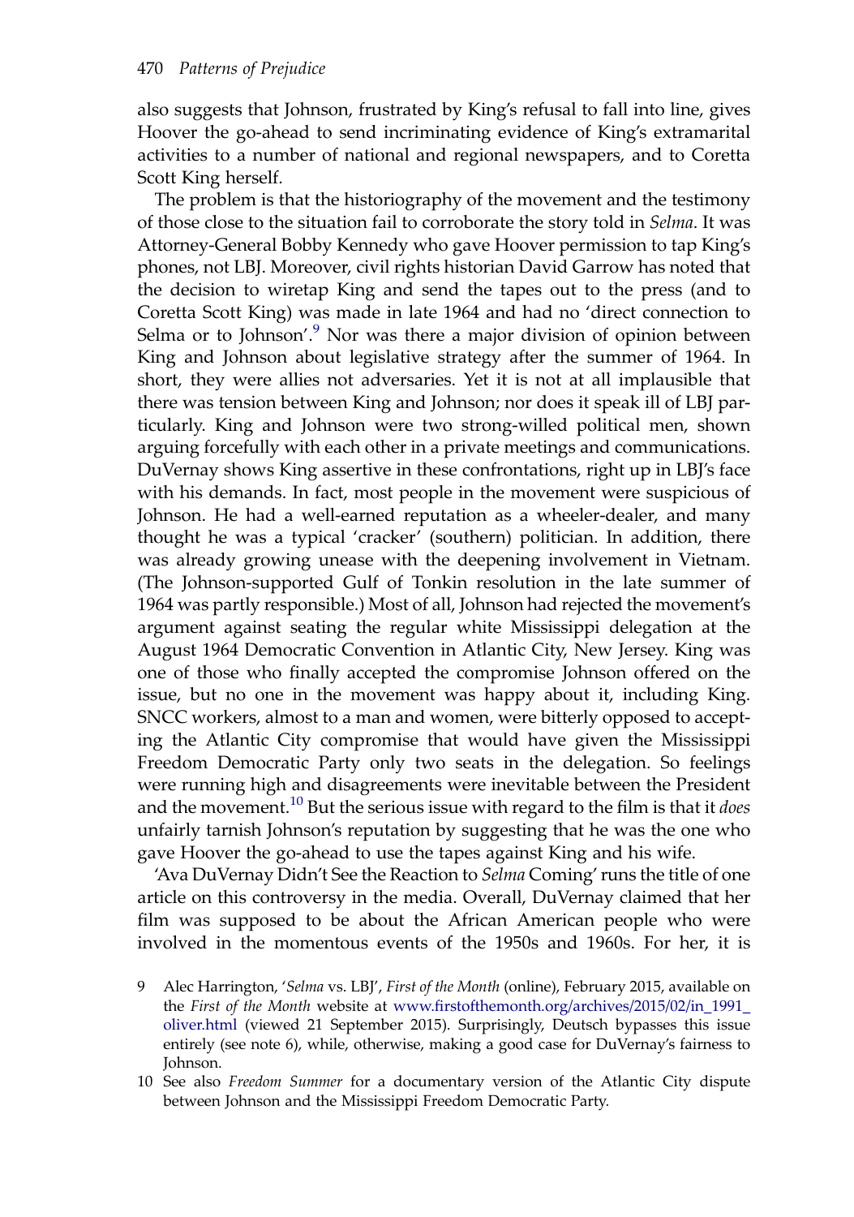also suggests that Johnson, frustrated by King's refusal to fall into line, gives Hoover the go-ahead to send incriminating evidence of King's extramarital activities to a number of national and regional newspapers, and to Coretta Scott King herself.

The problem is that the historiography of the movement and the testimony of those close to the situation fail to corroborate the story told in *Selma*. It was Attorney-General Bobby Kennedy who gave Hoover permission to tap King's phones, not LBJ. Moreover, civil rights historian David Garrow has noted that the decision to wiretap King and send the tapes out to the press (and to Coretta Scott King) was made in late 1964 and had no 'direct connection to Selma or to Johnson'.[9] Nor was there a major division of opinion between King and Johnson about legislative strategy after the summer of 1964. In short, they were allies not adversaries. Yet it is not at all implausible that there was tension between King and Johnson; nor does it speak ill of LBJ particularly. King and Johnson were two strong-willed political men, shown arguing forcefully with each other in a private meetings and communications. DuVernay shows King assertive in these confrontations, right up in LBJ's face with his demands. In fact, most people in the movement were suspicious of Johnson. He had a well-earned reputation as a wheeler-dealer, and many thought he was a typical 'cracker' (southern) politician. In addition, there was already growing unease with the deepening involvement in Vietnam. (The Johnson-supported Gulf of Tonkin resolution in the late summer of 1964 was partly responsible.) Most of all, Johnson had rejected the movement's argument against seating the regular white Mississippi delegation at the August 1964 Democratic Convention in Atlantic City, New Jersey. King was one of those who finally accepted the compromise Johnson offered on the issue, but no one in the movement was happy about it, including King. SNCC workers, almost to a man and women, were bitterly opposed to accepting the Atlantic City compromise that would have given the Mississippi Freedom Democratic Party only two seats in the delegation. So feelings were running high and disagreements were inevitable between the President and the movement.[10] But the serious issue with regard to the film is that it *does* unfairly tarnish Johnson's reputation by suggesting that he was the one who gave Hoover the go-ahead to use the tapes against King and his wife.

'Ava DuVernay Didn't See the Reaction to *Selma* Coming' runs the title of one article on this controversy in the media. Overall, DuVernay claimed that her film was supposed to be about the African American people who were involved in the momentous events of the 1950s and 1960s. For her, it is

9 Alec Harrington, '*Selma* vs. LBJ', *First of the Month* (online), February 2015, available on the *First of the Month* website at www.firstofthemonth.org/archives/2015/02/in_1991_oliver.html (viewed 21 September 2015). Surprisingly, Deutsch bypasses this issue entirely (see note 6), while, otherwise, making a good case for DuVernay's fairness to Johnson.

10 See also *Freedom Summer* for a documentary version of the Atlantic City dispute between Johnson and the Mississippi Freedom Democratic Party.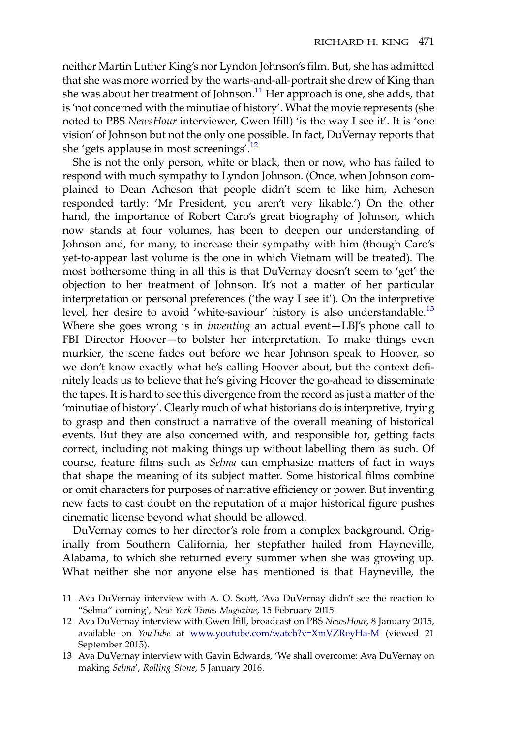neither Martin Luther King's nor Lyndon Johnson's film. But, she has admitted that she was more worried by the warts-and-all-portrait she drew of King than she was about her treatment of Johnson.[11] Her approach is one, she adds, that is 'not concerned with the minutiae of history'. What the movie represents (she noted to PBS *NewsHour* interviewer, Gwen Ifill) 'is the way I see it'. It is 'one vision' of Johnson but not the only one possible. In fact, DuVernay reports that she 'gets applause in most screenings'.[12]

She is not the only person, white or black, then or now, who has failed to respond with much sympathy to Lyndon Johnson. (Once, when Johnson complained to Dean Acheson that people didn't seem to like him, Acheson responded tartly: 'Mr President, you aren't very likable.') On the other hand, the importance of Robert Caro's great biography of Johnson, which now stands at four volumes, has been to deepen our understanding of Johnson and, for many, to increase their sympathy with him (though Caro's yet-to-appear last volume is the one in which Vietnam will be treated). The most bothersome thing in all this is that DuVernay doesn't seem to 'get' the objection to her treatment of Johnson. It's not a matter of her particular interpretation or personal preferences ('the way I see it'). On the interpretive level, her desire to avoid 'white-saviour' history is also understandable.[13] Where she goes wrong is in *inventing* an actual event—LBJ's phone call to FBI Director Hoover—to bolster her interpretation. To make things even murkier, the scene fades out before we hear Johnson speak to Hoover, so we don't know exactly what he's calling Hoover about, but the context definitely leads us to believe that he's giving Hoover the go-ahead to disseminate the tapes. It is hard to see this divergence from the record as just a matter of the 'minutiae of history'. Clearly much of what historians do is interpretive, trying to grasp and then construct a narrative of the overall meaning of historical events. But they are also concerned with, and responsible for, getting facts correct, including not making things up without labelling them as such. Of course, feature films such as *Selma* can emphasize matters of fact in ways that shape the meaning of its subject matter. Some historical films combine or omit characters for purposes of narrative efficiency or power. But inventing new facts to cast doubt on the reputation of a major historical figure pushes cinematic license beyond what should be allowed.

DuVernay comes to her director's role from a complex background. Originally from Southern California, her stepfather hailed from Hayneville, Alabama, to which she returned every summer when she was growing up. What neither she nor anyone else has mentioned is that Hayneville, the

11 Ava DuVernay interview with A. O. Scott, 'Ava DuVernay didn't see the reaction to "Selma" coming', *New York Times Magazine*, 15 February 2015.

12 Ava DuVernay interview with Gwen Ifill, broadcast on PBS *NewsHour*, 8 January 2015, available on *YouTube* at www.youtube.com/watch?v=XmVZReyHa-M (viewed 21 September 2015).

13 Ava DuVernay interview with Gavin Edwards, 'We shall overcome: Ava DuVernay on making *Selma*', *Rolling Stone*, 5 January 2016.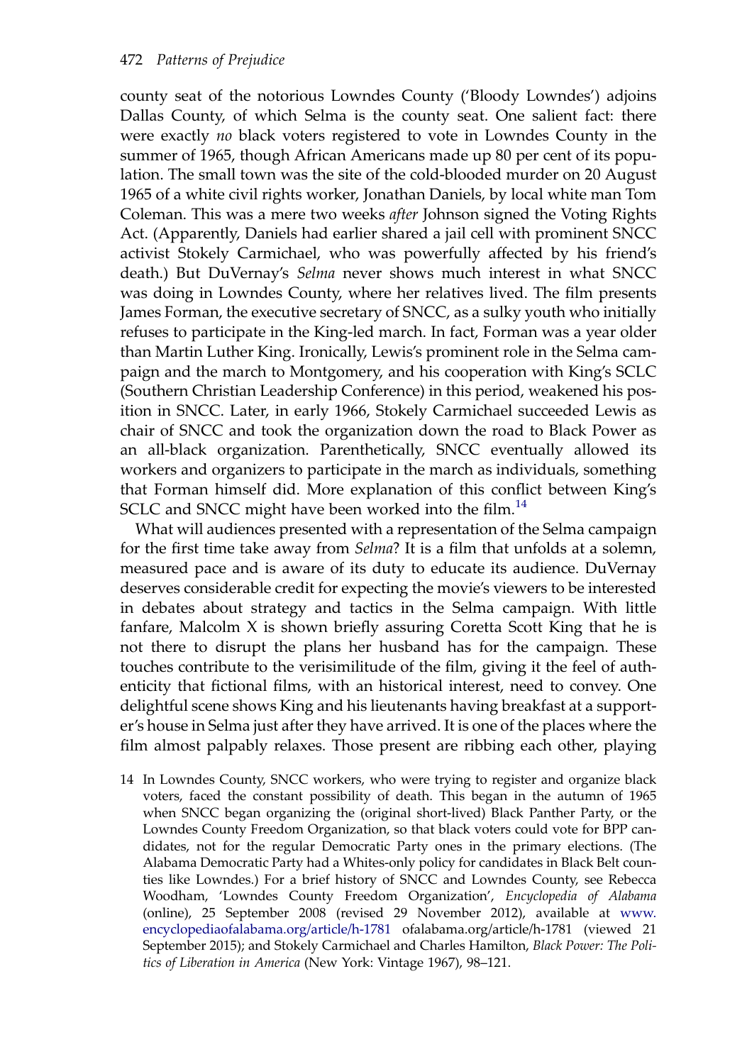county seat of the notorious Lowndes County ('Bloody Lowndes') adjoins Dallas County, of which Selma is the county seat. One salient fact: there were exactly *no* black voters registered to vote in Lowndes County in the summer of 1965, though African Americans made up 80 per cent of its population. The small town was the site of the cold-blooded murder on 20 August 1965 of a white civil rights worker, Jonathan Daniels, by local white man Tom Coleman. This was a mere two weeks *after* Johnson signed the Voting Rights Act. (Apparently, Daniels had earlier shared a jail cell with prominent SNCC activist Stokely Carmichael, who was powerfully affected by his friend's death.) But DuVernay's *Selma* never shows much interest in what SNCC was doing in Lowndes County, where her relatives lived. The film presents James Forman, the executive secretary of SNCC, as a sulky youth who initially refuses to participate in the King-led march. In fact, Forman was a year older than Martin Luther King. Ironically, Lewis's prominent role in the Selma campaign and the march to Montgomery, and his cooperation with King's SCLC (Southern Christian Leadership Conference) in this period, weakened his position in SNCC. Later, in early 1966, Stokely Carmichael succeeded Lewis as chair of SNCC and took the organization down the road to Black Power as an all-black organization. Parenthetically, SNCC eventually allowed its workers and organizers to participate in the march as individuals, something that Forman himself did. More explanation of this conflict between King's SCLC and SNCC might have been worked into the film.[14]

What will audiences presented with a representation of the Selma campaign for the first time take away from *Selma*? It is a film that unfolds at a solemn, measured pace and is aware of its duty to educate its audience. DuVernay deserves considerable credit for expecting the movie's viewers to be interested in debates about strategy and tactics in the Selma campaign. With little fanfare, Malcolm X is shown briefly assuring Coretta Scott King that he is not there to disrupt the plans her husband has for the campaign. These touches contribute to the verisimilitude of the film, giving it the feel of authenticity that fictional films, with an historical interest, need to convey. One delightful scene shows King and his lieutenants having breakfast at a supporter's house in Selma just after they have arrived. It is one of the places where the film almost palpably relaxes. Those present are ribbing each other, playing

14 In Lowndes County, SNCC workers, who were trying to register and organize black voters, faced the constant possibility of death. This began in the autumn of 1965 when SNCC began organizing the (original short-lived) Black Panther Party, or the Lowndes County Freedom Organization, so that black voters could vote for BPP candidates, not for the regular Democratic Party ones in the primary elections. (The Alabama Democratic Party had a Whites-only policy for candidates in Black Belt counties like Lowndes.) For a brief history of SNCC and Lowndes County, see Rebecca Woodham, 'Lowndes County Freedom Organization', *Encyclopedia of Alabama* (online), 25 September 2008 (revised 29 November 2012), available at www.encyclopediaofalabama.org/article/h-1781 ofalabama.org/article/h-1781 (viewed 21 September 2015); and Stokely Carmichael and Charles Hamilton, *Black Power: The Politics of Liberation in America* (New York: Vintage 1967), 98–121.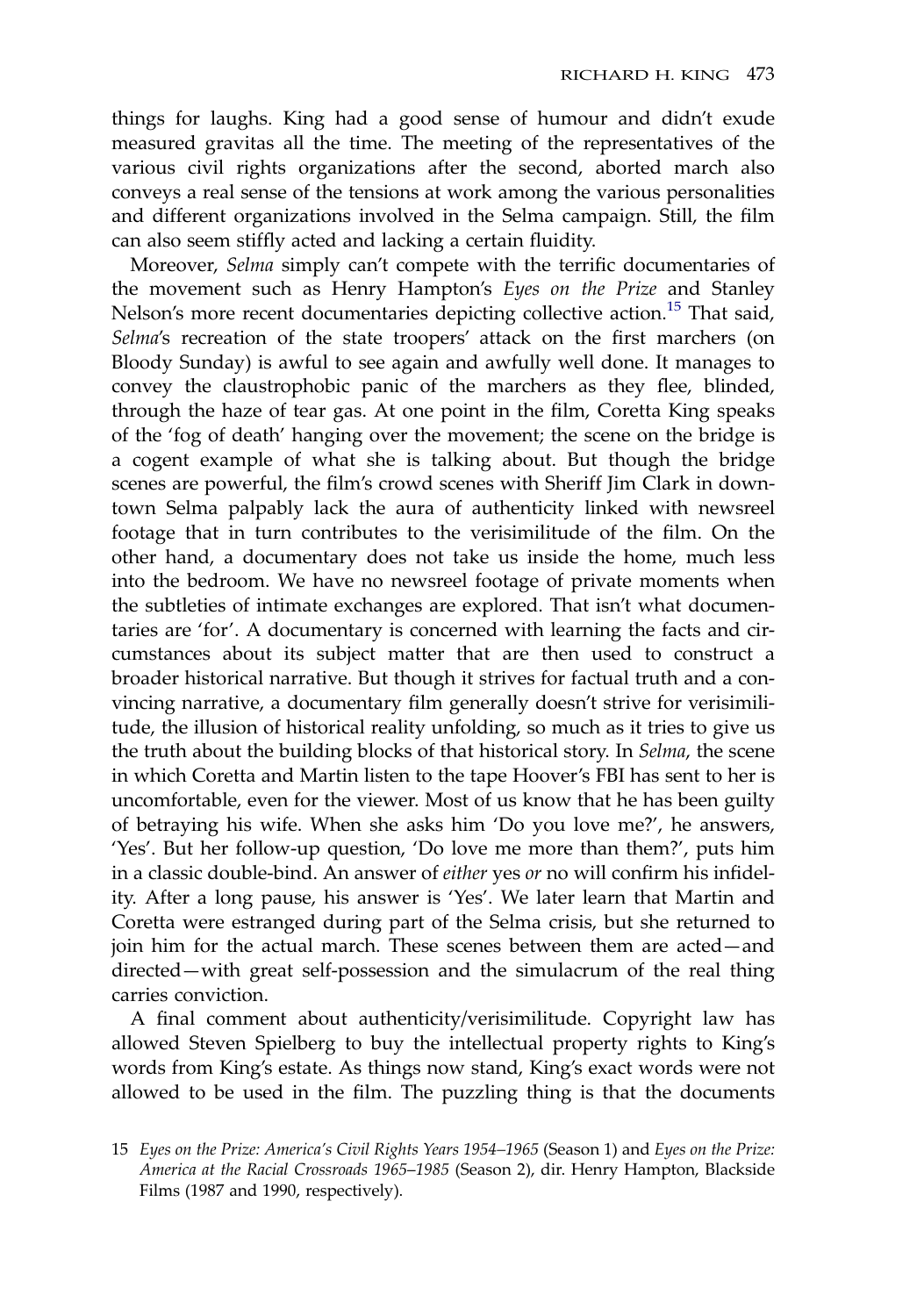things for laughs. King had a good sense of humour and didn't exude measured gravitas all the time. The meeting of the representatives of the various civil rights organizations after the second, aborted march also conveys a real sense of the tensions at work among the various personalities and different organizations involved in the Selma campaign. Still, the film can also seem stiffly acted and lacking a certain fluidity.

Moreover, *Selma* simply can't compete with the terrific documentaries of the movement such as Henry Hampton's *Eyes on the Prize* and Stanley Nelson's more recent documentaries depicting collective action.[15] That said, *Selma*'s recreation of the state troopers' attack on the first marchers (on Bloody Sunday) is awful to see again and awfully well done. It manages to convey the claustrophobic panic of the marchers as they flee, blinded, through the haze of tear gas. At one point in the film, Coretta King speaks of the 'fog of death' hanging over the movement; the scene on the bridge is a cogent example of what she is talking about. But though the bridge scenes are powerful, the film's crowd scenes with Sheriff Jim Clark in downtown Selma palpably lack the aura of authenticity linked with newsreel footage that in turn contributes to the verisimilitude of the film. On the other hand, a documentary does not take us inside the home, much less into the bedroom. We have no newsreel footage of private moments when the subtleties of intimate exchanges are explored. That isn't what documentaries are 'for'. A documentary is concerned with learning the facts and circumstances about its subject matter that are then used to construct a broader historical narrative. But though it strives for factual truth and a convincing narrative, a documentary film generally doesn't strive for verisimilitude, the illusion of historical reality unfolding, so much as it tries to give us the truth about the building blocks of that historical story. In *Selma*, the scene in which Coretta and Martin listen to the tape Hoover's FBI has sent to her is uncomfortable, even for the viewer. Most of us know that he has been guilty of betraying his wife. When she asks him 'Do you love me?', he answers, 'Yes'. But her follow-up question, 'Do love me more than them?', puts him in a classic double-bind. An answer of *either* yes *or* no will confirm his infidelity. After a long pause, his answer is 'Yes'. We later learn that Martin and Coretta were estranged during part of the Selma crisis, but she returned to join him for the actual march. These scenes between them are acted—and directed—with great self-possession and the simulacrum of the real thing carries conviction.

A final comment about authenticity/verisimilitude. Copyright law has allowed Steven Spielberg to buy the intellectual property rights to King's words from King's estate. As things now stand, King's exact words were not allowed to be used in the film. The puzzling thing is that the documents

15 *Eyes on the Prize: America's Civil Rights Years 1954–1965* (Season 1) and *Eyes on the Prize: America at the Racial Crossroads 1965–1985* (Season 2), dir. Henry Hampton, Blackside Films (1987 and 1990, respectively).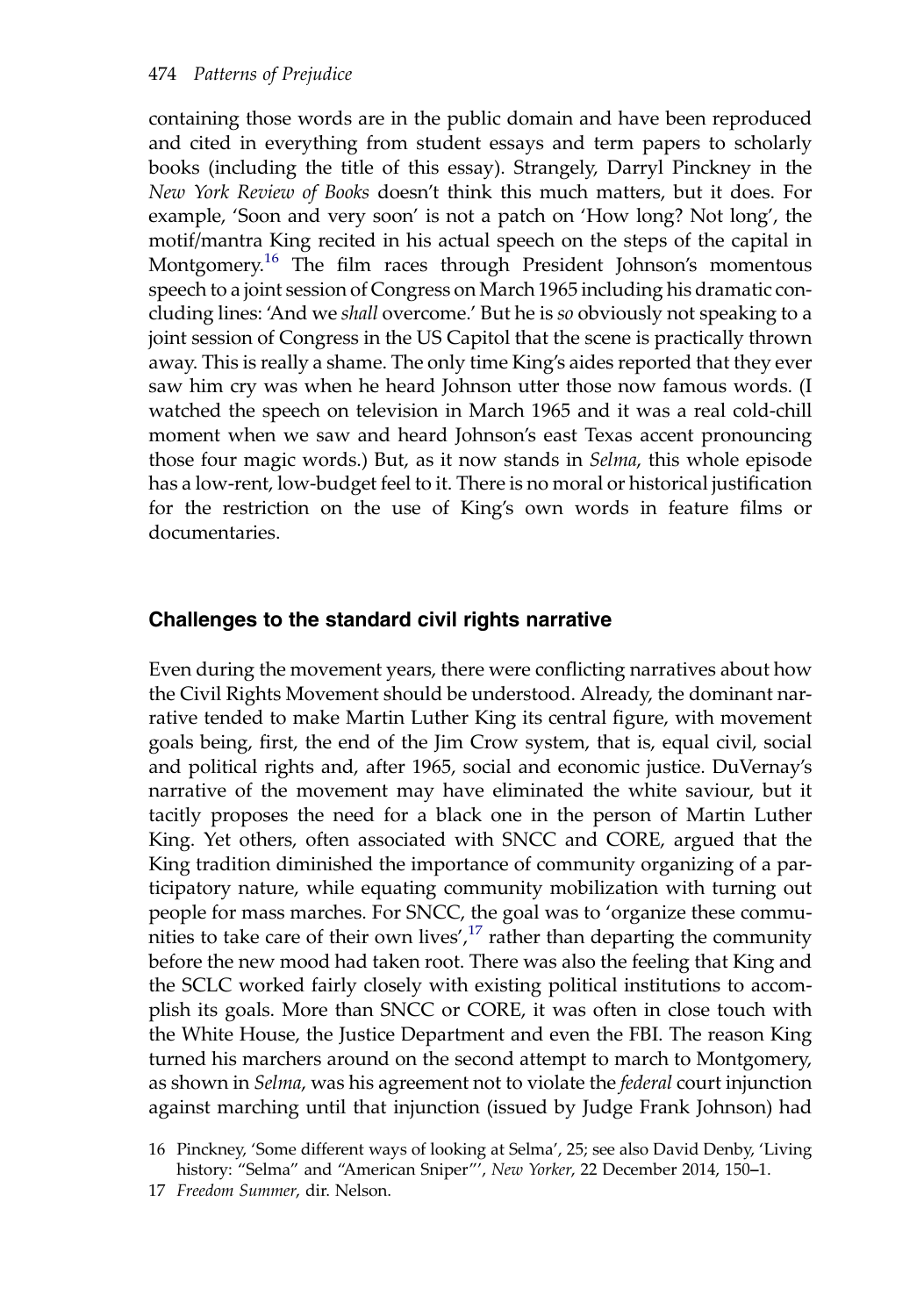containing those words are in the public domain and have been reproduced and cited in everything from student essays and term papers to scholarly books (including the title of this essay). Strangely, Darryl Pinckney in the *New York Review of Books* doesn't think this much matters, but it does. For example, 'Soon and very soon' is not a patch on 'How long? Not long', the motif/mantra King recited in his actual speech on the steps of the capital in Montgomery.[16] The film races through President Johnson's momentous speech to a joint session of Congress on March 1965 including his dramatic concluding lines: 'And we *shall* overcome.' But he is *so* obviously not speaking to a joint session of Congress in the US Capitol that the scene is practically thrown away. This is really a shame. The only time King's aides reported that they ever saw him cry was when he heard Johnson utter those now famous words. (I watched the speech on television in March 1965 and it was a real cold-chill moment when we saw and heard Johnson's east Texas accent pronouncing those four magic words.) But, as it now stands in *Selma*, this whole episode has a low-rent, low-budget feel to it. There is no moral or historical justification for the restriction on the use of King's own words in feature films or documentaries.

## Challenges to the standard civil rights narrative

Even during the movement years, there were conflicting narratives about how the Civil Rights Movement should be understood. Already, the dominant narrative tended to make Martin Luther King its central figure, with movement goals being, first, the end of the Jim Crow system, that is, equal civil, social and political rights and, after 1965, social and economic justice. DuVernay's narrative of the movement may have eliminated the white saviour, but it tacitly proposes the need for a black one in the person of Martin Luther King. Yet others, often associated with SNCC and CORE, argued that the King tradition diminished the importance of community organizing of a participatory nature, while equating community mobilization with turning out people for mass marches. For SNCC, the goal was to 'organize these communities to take care of their own lives',[17] rather than departing the community before the new mood had taken root. There was also the feeling that King and the SCLC worked fairly closely with existing political institutions to accomplish its goals. More than SNCC or CORE, it was often in close touch with the White House, the Justice Department and even the FBI. The reason King turned his marchers around on the second attempt to march to Montgomery, as shown in *Selma*, was his agreement not to violate the *federal* court injunction against marching until that injunction (issued by Judge Frank Johnson) had

16 Pinckney, 'Some different ways of looking at Selma', 25; see also David Denby, 'Living history: "Selma" and "American Sniper"', *New Yorker*, 22 December 2014, 150–1.

17 *Freedom Summer*, dir. Nelson.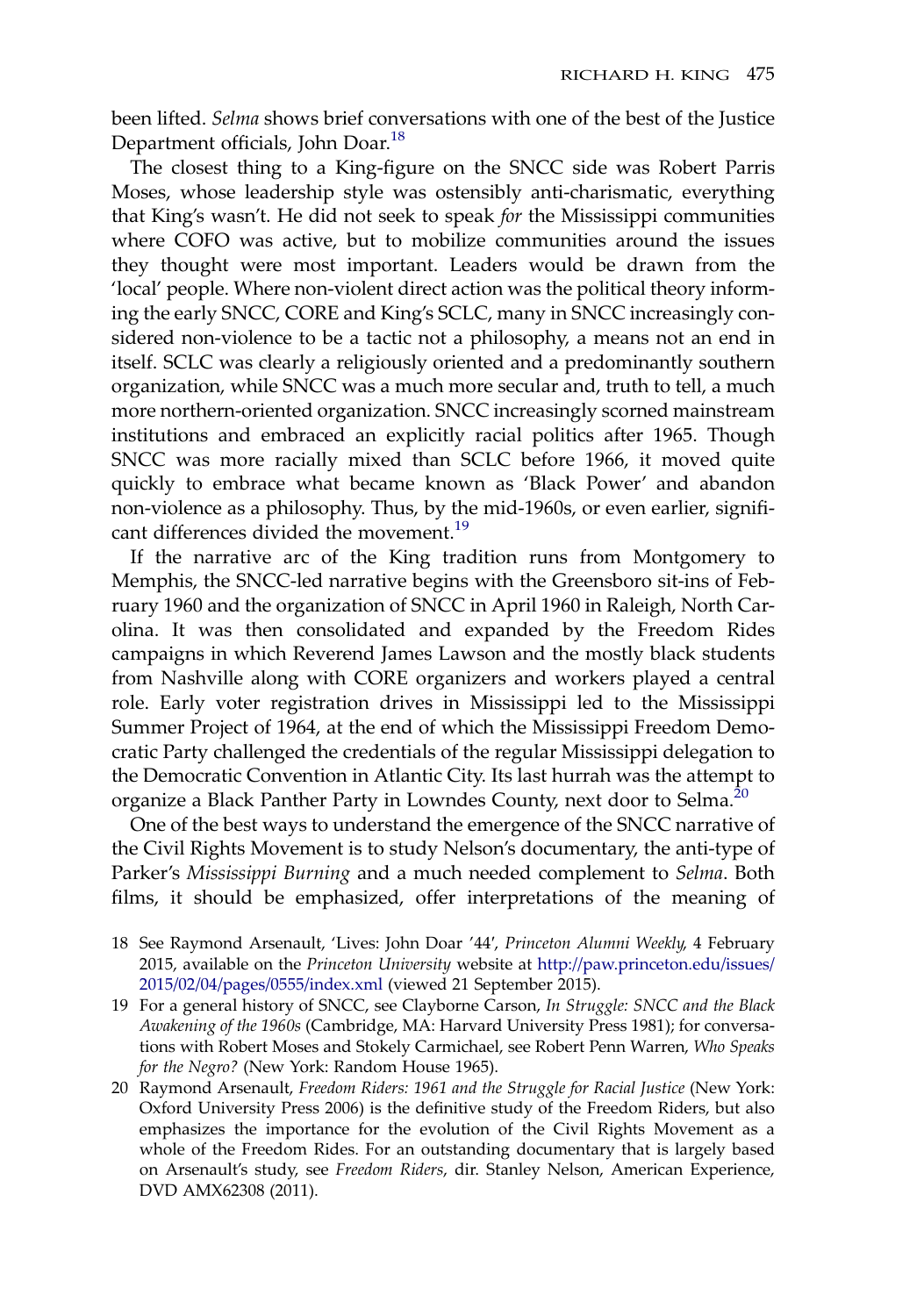been lifted. *Selma* shows brief conversations with one of the best of the Justice Department officials, John Doar.[18]

The closest thing to a King-figure on the SNCC side was Robert Parris Moses, whose leadership style was ostensibly anti-charismatic, everything that King's wasn't. He did not seek to speak *for* the Mississippi communities where COFO was active, but to mobilize communities around the issues they thought were most important. Leaders would be drawn from the 'local' people. Where non-violent direct action was the political theory informing the early SNCC, CORE and King's SCLC, many in SNCC increasingly considered non-violence to be a tactic not a philosophy, a means not an end in itself. SCLC was clearly a religiously oriented and a predominantly southern organization, while SNCC was a much more secular and, truth to tell, a much more northern-oriented organization. SNCC increasingly scorned mainstream institutions and embraced an explicitly racial politics after 1965. Though SNCC was more racially mixed than SCLC before 1966, it moved quite quickly to embrace what became known as 'Black Power' and abandon non-violence as a philosophy. Thus, by the mid-1960s, or even earlier, significant differences divided the movement.[19]

If the narrative arc of the King tradition runs from Montgomery to Memphis, the SNCC-led narrative begins with the Greensboro sit-ins of February 1960 and the organization of SNCC in April 1960 in Raleigh, North Carolina. It was then consolidated and expanded by the Freedom Rides campaigns in which Reverend James Lawson and the mostly black students from Nashville along with CORE organizers and workers played a central role. Early voter registration drives in Mississippi led to the Mississippi Summer Project of 1964, at the end of which the Mississippi Freedom Democratic Party challenged the credentials of the regular Mississippi delegation to the Democratic Convention in Atlantic City. Its last hurrah was the attempt to organize a Black Panther Party in Lowndes County, next door to Selma.[20]

One of the best ways to understand the emergence of the SNCC narrative of the Civil Rights Movement is to study Nelson's documentary, the anti-type of Parker's *Mississippi Burning* and a much needed complement to *Selma*. Both films, it should be emphasized, offer interpretations of the meaning of

18 See Raymond Arsenault, 'Lives: John Doar '44', *Princeton Alumni Weekly*, 4 February 2015, available on the *Princeton University* website at http://paw.princeton.edu/issues/2015/02/04/pages/0555/index.xml (viewed 21 September 2015).

19 For a general history of SNCC, see Clayborne Carson, *In Struggle: SNCC and the Black Awakening of the 1960s* (Cambridge, MA: Harvard University Press 1981); for conversations with Robert Moses and Stokely Carmichael, see Robert Penn Warren, *Who Speaks for the Negro?* (New York: Random House 1965).

20 Raymond Arsenault, *Freedom Riders: 1961 and the Struggle for Racial Justice* (New York: Oxford University Press 2006) is the definitive study of the Freedom Riders, but also emphasizes the importance for the evolution of the Civil Rights Movement as a whole of the Freedom Rides. For an outstanding documentary that is largely based on Arsenault's study, see *Freedom Riders*, dir. Stanley Nelson, American Experience, DVD AMX62308 (2011).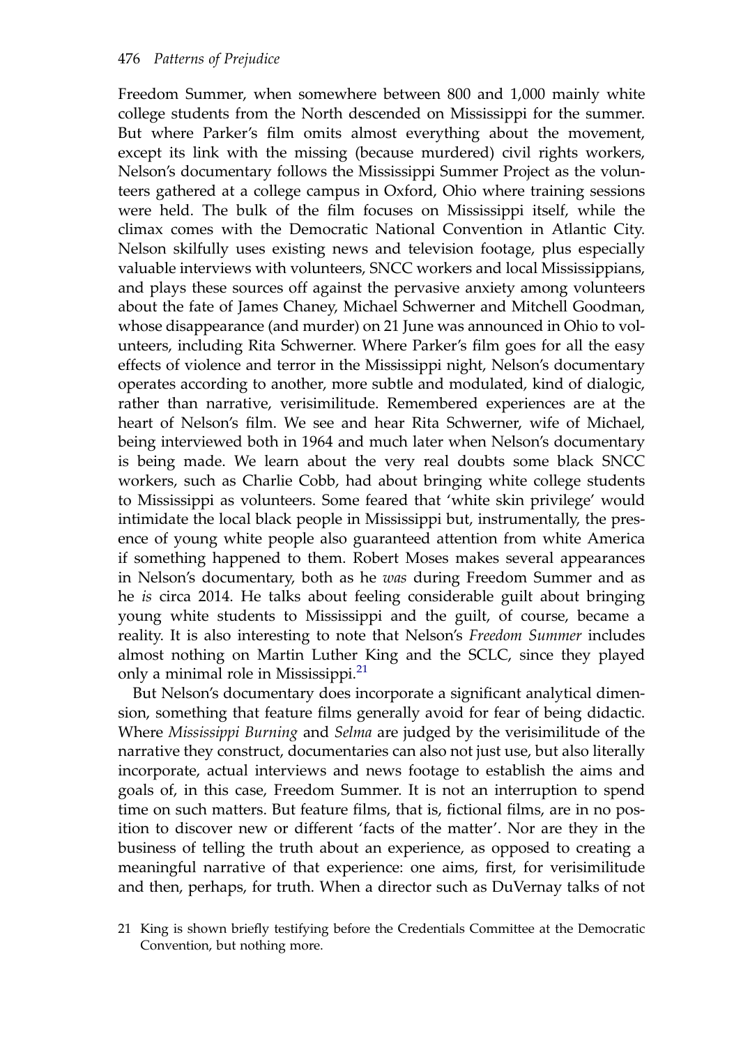Freedom Summer, when somewhere between 800 and 1,000 mainly white college students from the North descended on Mississippi for the summer. But where Parker's film omits almost everything about the movement, except its link with the missing (because murdered) civil rights workers, Nelson's documentary follows the Mississippi Summer Project as the volunteers gathered at a college campus in Oxford, Ohio where training sessions were held. The bulk of the film focuses on Mississippi itself, while the climax comes with the Democratic National Convention in Atlantic City. Nelson skilfully uses existing news and television footage, plus especially valuable interviews with volunteers, SNCC workers and local Mississippians, and plays these sources off against the pervasive anxiety among volunteers about the fate of James Chaney, Michael Schwerner and Mitchell Goodman, whose disappearance (and murder) on 21 June was announced in Ohio to volunteers, including Rita Schwerner. Where Parker's film goes for all the easy effects of violence and terror in the Mississippi night, Nelson's documentary operates according to another, more subtle and modulated, kind of dialogic, rather than narrative, verisimilitude. Remembered experiences are at the heart of Nelson's film. We see and hear Rita Schwerner, wife of Michael, being interviewed both in 1964 and much later when Nelson's documentary is being made. We learn about the very real doubts some black SNCC workers, such as Charlie Cobb, had about bringing white college students to Mississippi as volunteers. Some feared that 'white skin privilege' would intimidate the local black people in Mississippi but, instrumentally, the presence of young white people also guaranteed attention from white America if something happened to them. Robert Moses makes several appearances in Nelson's documentary, both as he *was* during Freedom Summer and as he *is* circa 2014. He talks about feeling considerable guilt about bringing young white students to Mississippi and the guilt, of course, became a reality. It is also interesting to note that Nelson's *Freedom Summer* includes almost nothing on Martin Luther King and the SCLC, since they played only a minimal role in Mississippi.[21]

But Nelson's documentary does incorporate a significant analytical dimension, something that feature films generally avoid for fear of being didactic. Where *Mississippi Burning* and *Selma* are judged by the verisimilitude of the narrative they construct, documentaries can also not just use, but also literally incorporate, actual interviews and news footage to establish the aims and goals of, in this case, Freedom Summer. It is not an interruption to spend time on such matters. But feature films, that is, fictional films, are in no position to discover new or different 'facts of the matter'. Nor are they in the business of telling the truth about an experience, as opposed to creating a meaningful narrative of that experience: one aims, first, for verisimilitude and then, perhaps, for truth. When a director such as DuVernay talks of not

21 King is shown briefly testifying before the Credentials Committee at the Democratic Convention, but nothing more.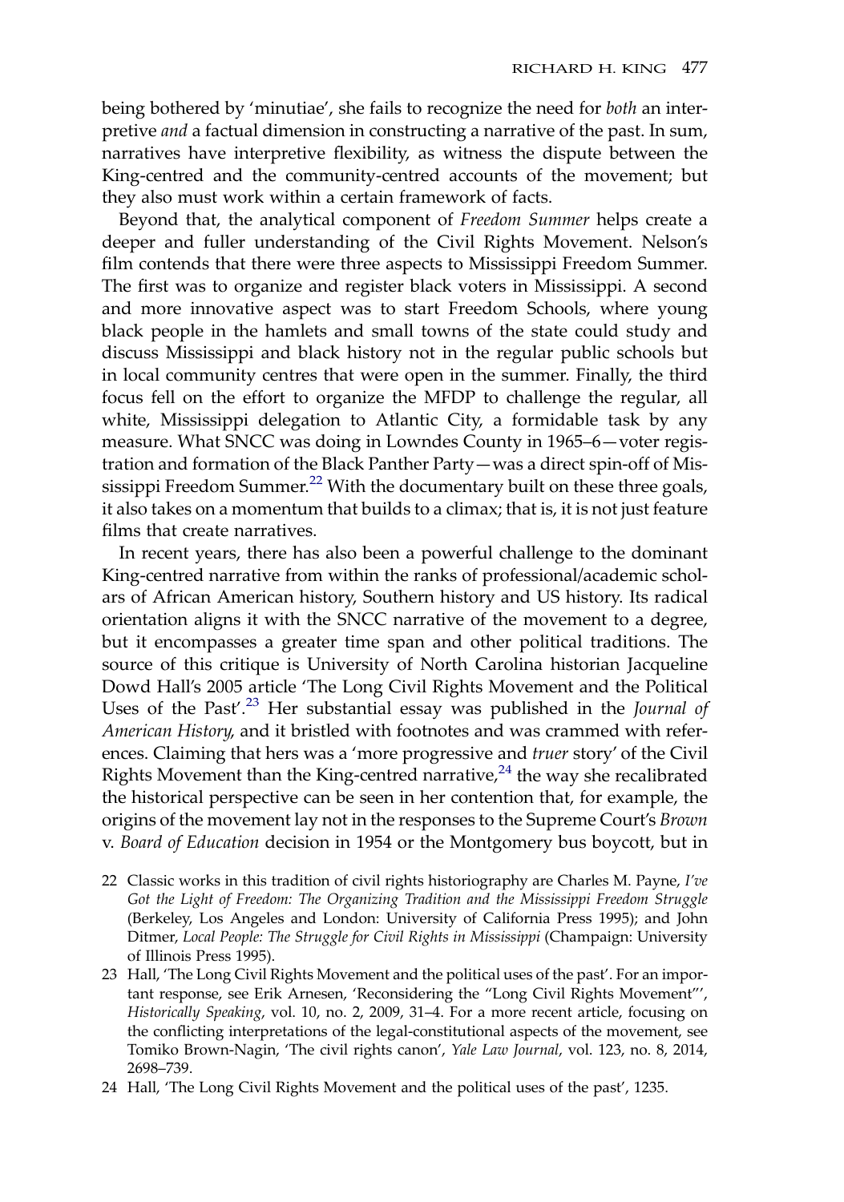being bothered by 'minutiae', she fails to recognize the need for *both* an interpretive *and* a factual dimension in constructing a narrative of the past. In sum, narratives have interpretive flexibility, as witness the dispute between the King-centred and the community-centred accounts of the movement; but they also must work within a certain framework of facts.

Beyond that, the analytical component of *Freedom Summer* helps create a deeper and fuller understanding of the Civil Rights Movement. Nelson's film contends that there were three aspects to Mississippi Freedom Summer. The first was to organize and register black voters in Mississippi. A second and more innovative aspect was to start Freedom Schools, where young black people in the hamlets and small towns of the state could study and discuss Mississippi and black history not in the regular public schools but in local community centres that were open in the summer. Finally, the third focus fell on the effort to organize the MFDP to challenge the regular, all white, Mississippi delegation to Atlantic City, a formidable task by any measure. What SNCC was doing in Lowndes County in 1965–6—voter registration and formation of the Black Panther Party—was a direct spin-off of Mississippi Freedom Summer.[22] With the documentary built on these three goals, it also takes on a momentum that builds to a climax; that is, it is not just feature films that create narratives.

In recent years, there has also been a powerful challenge to the dominant King-centred narrative from within the ranks of professional/academic scholars of African American history, Southern history and US history. Its radical orientation aligns it with the SNCC narrative of the movement to a degree, but it encompasses a greater time span and other political traditions. The source of this critique is University of North Carolina historian Jacqueline Dowd Hall's 2005 article 'The Long Civil Rights Movement and the Political Uses of the Past'.[23] Her substantial essay was published in the *Journal of American History*, and it bristled with footnotes and was crammed with references. Claiming that hers was a 'more progressive and *truer* story' of the Civil Rights Movement than the King-centred narrative,[24] the way she recalibrated the historical perspective can be seen in her contention that, for example, the origins of the movement lay not in the responses to the Supreme Court's *Brown* v. *Board of Education* decision in 1954 or the Montgomery bus boycott, but in

22 Classic works in this tradition of civil rights historiography are Charles M. Payne, *I've Got the Light of Freedom: The Organizing Tradition and the Mississippi Freedom Struggle* (Berkeley, Los Angeles and London: University of California Press 1995); and John Ditmer, *Local People: The Struggle for Civil Rights in Mississippi* (Champaign: University of Illinois Press 1995).

23 Hall, 'The Long Civil Rights Movement and the political uses of the past'. For an important response, see Erik Arnesen, 'Reconsidering the "Long Civil Rights Movement"', *Historically Speaking*, vol. 10, no. 2, 2009, 31–4. For a more recent article, focusing on the conflicting interpretations of the legal-constitutional aspects of the movement, see Tomiko Brown-Nagin, 'The civil rights canon', *Yale Law Journal*, vol. 123, no. 8, 2014, 2698–739.

24 Hall, 'The Long Civil Rights Movement and the political uses of the past', 1235.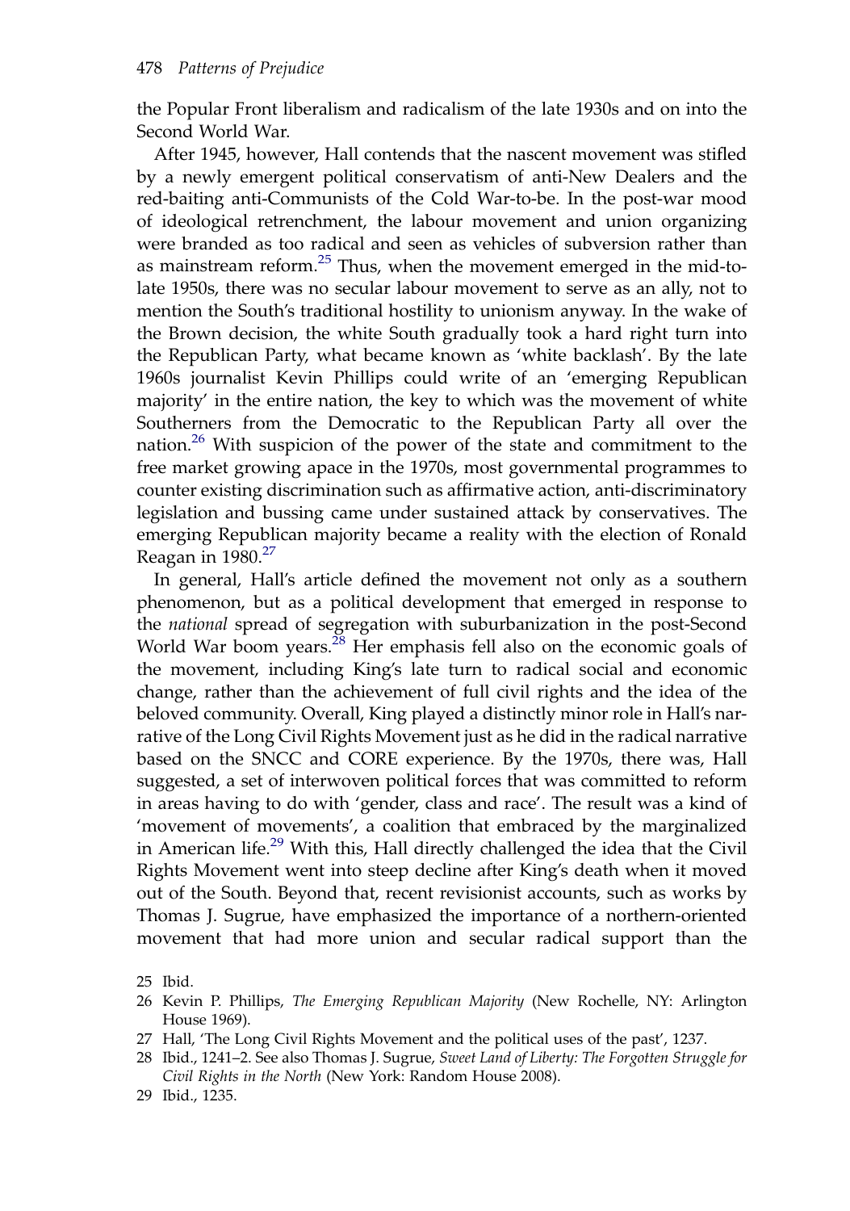the Popular Front liberalism and radicalism of the late 1930s and on into the Second World War.

After 1945, however, Hall contends that the nascent movement was stifled by a newly emergent political conservatism of anti-New Dealers and the red-baiting anti-Communists of the Cold War-to-be. In the post-war mood of ideological retrenchment, the labour movement and union organizing were branded as too radical and seen as vehicles of subversion rather than as mainstream reform.[25] Thus, when the movement emerged in the mid-to-late 1950s, there was no secular labour movement to serve as an ally, not to mention the South's traditional hostility to unionism anyway. In the wake of the Brown decision, the white South gradually took a hard right turn into the Republican Party, what became known as 'white backlash'. By the late 1960s journalist Kevin Phillips could write of an 'emerging Republican majority' in the entire nation, the key to which was the movement of white Southerners from the Democratic to the Republican Party all over the nation.[26] With suspicion of the power of the state and commitment to the free market growing apace in the 1970s, most governmental programmes to counter existing discrimination such as affirmative action, anti-discriminatory legislation and bussing came under sustained attack by conservatives. The emerging Republican majority became a reality with the election of Ronald Reagan in 1980.[27]

In general, Hall's article defined the movement not only as a southern phenomenon, but as a political development that emerged in response to the *national* spread of segregation with suburbanization in the post-Second World War boom years.[28] Her emphasis fell also on the economic goals of the movement, including King's late turn to radical social and economic change, rather than the achievement of full civil rights and the idea of the beloved community. Overall, King played a distinctly minor role in Hall's narrative of the Long Civil Rights Movement just as he did in the radical narrative based on the SNCC and CORE experience. By the 1970s, there was, Hall suggested, a set of interwoven political forces that was committed to reform in areas having to do with 'gender, class and race'. The result was a kind of 'movement of movements', a coalition that embraced by the marginalized in American life.[29] With this, Hall directly challenged the idea that the Civil Rights Movement went into steep decline after King's death when it moved out of the South. Beyond that, recent revisionist accounts, such as works by Thomas J. Sugrue, have emphasized the importance of a northern-oriented movement that had more union and secular radical support than the

25 Ibid.

26 Kevin P. Phillips, *The Emerging Republican Majority* (New Rochelle, NY: Arlington House 1969).

27 Hall, 'The Long Civil Rights Movement and the political uses of the past', 1237.

28 Ibid., 1241–2. See also Thomas J. Sugrue, *Sweet Land of Liberty: The Forgotten Struggle for Civil Rights in the North* (New York: Random House 2008).

29 Ibid., 1235.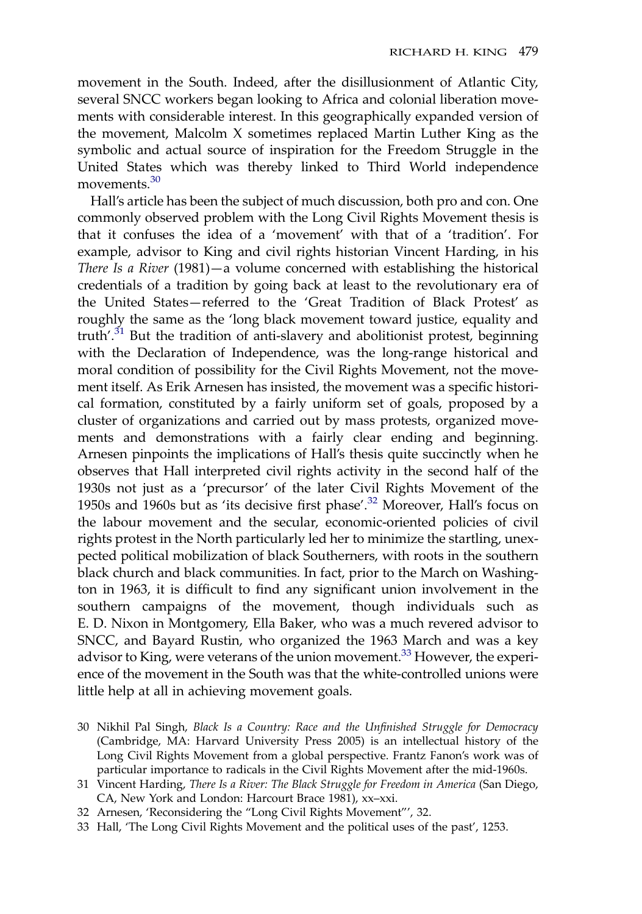movement in the South. Indeed, after the disillusionment of Atlantic City, several SNCC workers began looking to Africa and colonial liberation movements with considerable interest. In this geographically expanded version of the movement, Malcolm X sometimes replaced Martin Luther King as the symbolic and actual source of inspiration for the Freedom Struggle in the United States which was thereby linked to Third World independence movements.[30]

Hall's article has been the subject of much discussion, both pro and con. One commonly observed problem with the Long Civil Rights Movement thesis is that it confuses the idea of a 'movement' with that of a 'tradition'. For example, advisor to King and civil rights historian Vincent Harding, in his *There Is a River* (1981)—a volume concerned with establishing the historical credentials of a tradition by going back at least to the revolutionary era of the United States—referred to the 'Great Tradition of Black Protest' as roughly the same as the 'long black movement toward justice, equality and truth'.[31] But the tradition of anti-slavery and abolitionist protest, beginning with the Declaration of Independence, was the long-range historical and moral condition of possibility for the Civil Rights Movement, not the movement itself. As Erik Arnesen has insisted, the movement was a specific historical formation, constituted by a fairly uniform set of goals, proposed by a cluster of organizations and carried out by mass protests, organized movements and demonstrations with a fairly clear ending and beginning. Arnesen pinpoints the implications of Hall's thesis quite succinctly when he observes that Hall interpreted civil rights activity in the second half of the 1930s not just as a 'precursor' of the later Civil Rights Movement of the 1950s and 1960s but as 'its decisive first phase'.[32] Moreover, Hall's focus on the labour movement and the secular, economic-oriented policies of civil rights protest in the North particularly led her to minimize the startling, unexpected political mobilization of black Southerners, with roots in the southern black church and black communities. In fact, prior to the March on Washington in 1963, it is difficult to find any significant union involvement in the southern campaigns of the movement, though individuals such as E. D. Nixon in Montgomery, Ella Baker, who was a much revered advisor to SNCC, and Bayard Rustin, who organized the 1963 March and was a key advisor to King, were veterans of the union movement.[33] However, the experience of the movement in the South was that the white-controlled unions were little help at all in achieving movement goals.

30 Nikhil Pal Singh, *Black Is a Country: Race and the Unfinished Struggle for Democracy* (Cambridge, MA: Harvard University Press 2005) is an intellectual history of the Long Civil Rights Movement from a global perspective. Frantz Fanon's work was of particular importance to radicals in the Civil Rights Movement after the mid-1960s.

31 Vincent Harding, *There Is a River: The Black Struggle for Freedom in America* (San Diego, CA, New York and London: Harcourt Brace 1981), xx–xxi.

32 Arnesen, 'Reconsidering the "Long Civil Rights Movement"', 32.

33 Hall, 'The Long Civil Rights Movement and the political uses of the past', 1253.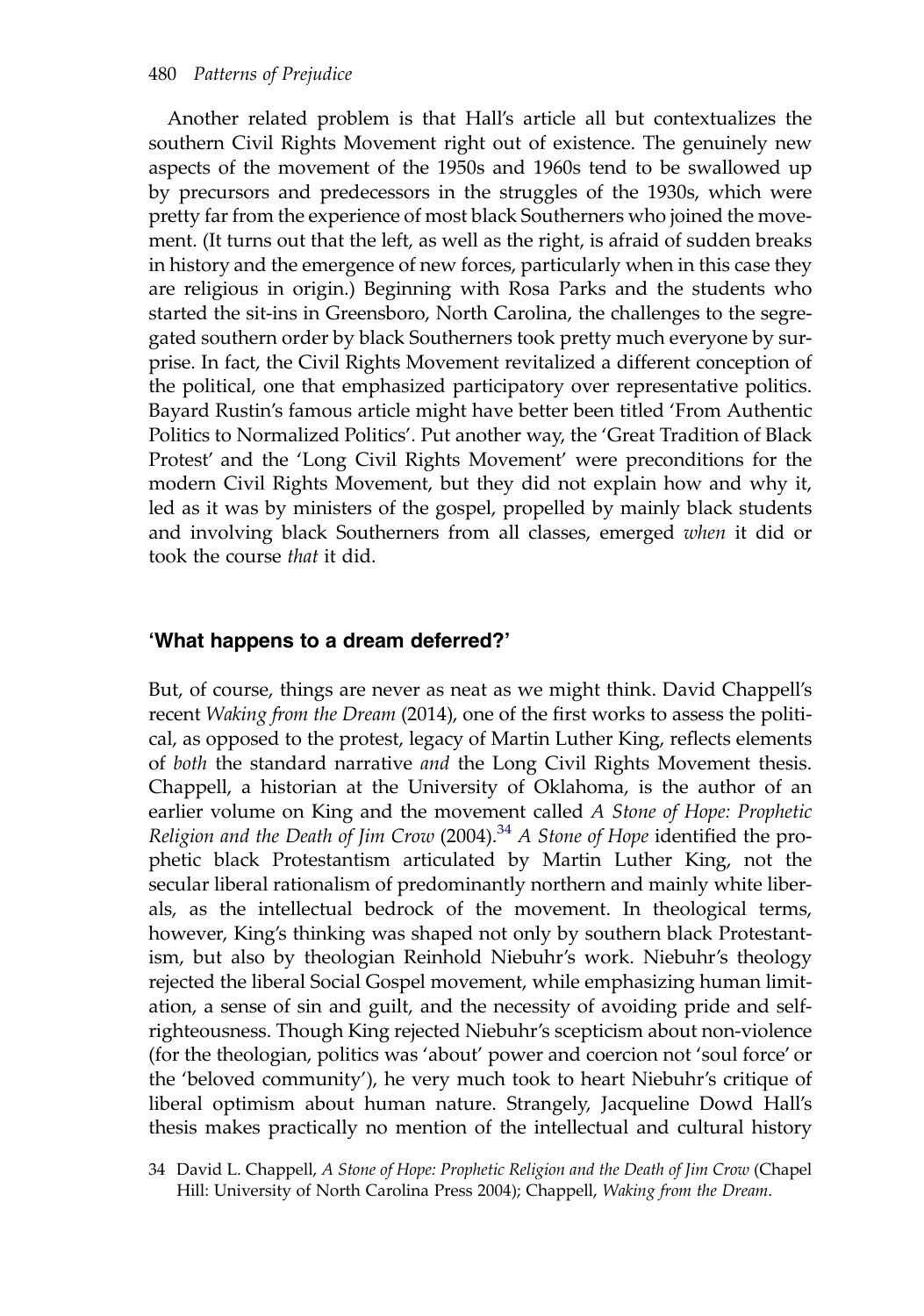Another related problem is that Hall's article all but contextualizes the southern Civil Rights Movement right out of existence. The genuinely new aspects of the movement of the 1950s and 1960s tend to be swallowed up by precursors and predecessors in the struggles of the 1930s, which were pretty far from the experience of most black Southerners who joined the movement. (It turns out that the left, as well as the right, is afraid of sudden breaks in history and the emergence of new forces, particularly when in this case they are religious in origin.) Beginning with Rosa Parks and the students who started the sit-ins in Greensboro, North Carolina, the challenges to the segregated southern order by black Southerners took pretty much everyone by surprise. In fact, the Civil Rights Movement revitalized a different conception of the political, one that emphasized participatory over representative politics. Bayard Rustin's famous article might have better been titled 'From Authentic Politics to Normalized Politics'. Put another way, the 'Great Tradition of Black Protest' and the 'Long Civil Rights Movement' were preconditions for the modern Civil Rights Movement, but they did not explain how and why it, led as it was by ministers of the gospel, propelled by mainly black students and involving black Southerners from all classes, emerged *when* it did or took the course *that* it did.

## 'What happens to a dream deferred?'

But, of course, things are never as neat as we might think. David Chappell's recent *Waking from the Dream* (2014), one of the first works to assess the political, as opposed to the protest, legacy of Martin Luther King, reflects elements of *both* the standard narrative *and* the Long Civil Rights Movement thesis. Chappell, a historian at the University of Oklahoma, is the author of an earlier volume on King and the movement called *A Stone of Hope: Prophetic Religion and the Death of Jim Crow* (2004).[34] *A Stone of Hope* identified the prophetic black Protestantism articulated by Martin Luther King, not the secular liberal rationalism of predominantly northern and mainly white liberals, as the intellectual bedrock of the movement. In theological terms, however, King's thinking was shaped not only by southern black Protestantism, but also by theologian Reinhold Niebuhr's work. Niebuhr's theology rejected the liberal Social Gospel movement, while emphasizing human limitation, a sense of sin and guilt, and the necessity of avoiding pride and self-righteousness. Though King rejected Niebuhr's scepticism about non-violence (for the theologian, politics was 'about' power and coercion not 'soul force' or the 'beloved community'), he very much took to heart Niebuhr's critique of liberal optimism about human nature. Strangely, Jacqueline Dowd Hall's thesis makes practically no mention of the intellectual and cultural history

34 David L. Chappell, *A Stone of Hope: Prophetic Religion and the Death of Jim Crow* (Chapel Hill: University of North Carolina Press 2004); Chappell, *Waking from the Dream*.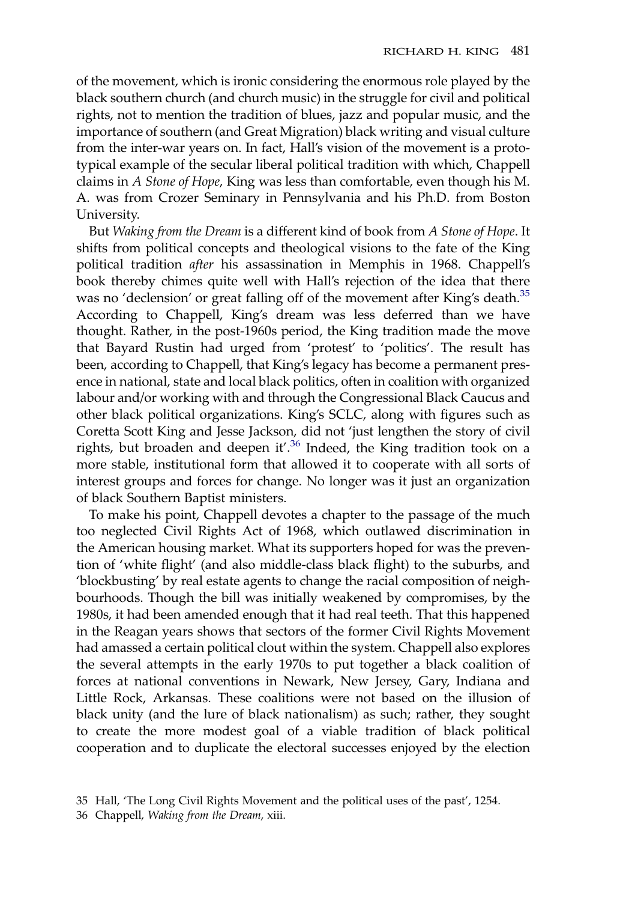of the movement, which is ironic considering the enormous role played by the black southern church (and church music) in the struggle for civil and political rights, not to mention the tradition of blues, jazz and popular music, and the importance of southern (and Great Migration) black writing and visual culture from the inter-war years on. In fact, Hall's vision of the movement is a prototypical example of the secular liberal political tradition with which, Chappell claims in *A Stone of Hope*, King was less than comfortable, even though his M. A. was from Crozer Seminary in Pennsylvania and his Ph.D. from Boston University.

But *Waking from the Dream* is a different kind of book from *A Stone of Hope*. It shifts from political concepts and theological visions to the fate of the King political tradition *after* his assassination in Memphis in 1968. Chappell's book thereby chimes quite well with Hall's rejection of the idea that there was no 'declension' or great falling off of the movement after King's death.[35] According to Chappell, King's dream was less deferred than we have thought. Rather, in the post-1960s period, the King tradition made the move that Bayard Rustin had urged from 'protest' to 'politics'. The result has been, according to Chappell, that King's legacy has become a permanent presence in national, state and local black politics, often in coalition with organized labour and/or working with and through the Congressional Black Caucus and other black political organizations. King's SCLC, along with figures such as Coretta Scott King and Jesse Jackson, did not 'just lengthen the story of civil rights, but broaden and deepen it'.[36] Indeed, the King tradition took on a more stable, institutional form that allowed it to cooperate with all sorts of interest groups and forces for change. No longer was it just an organization of black Southern Baptist ministers.

To make his point, Chappell devotes a chapter to the passage of the much too neglected Civil Rights Act of 1968, which outlawed discrimination in the American housing market. What its supporters hoped for was the prevention of 'white flight' (and also middle-class black flight) to the suburbs, and 'blockbusting' by real estate agents to change the racial composition of neighbourhoods. Though the bill was initially weakened by compromises, by the 1980s, it had been amended enough that it had real teeth. That this happened in the Reagan years shows that sectors of the former Civil Rights Movement had amassed a certain political clout within the system. Chappell also explores the several attempts in the early 1970s to put together a black coalition of forces at national conventions in Newark, New Jersey, Gary, Indiana and Little Rock, Arkansas. These coalitions were not based on the illusion of black unity (and the lure of black nationalism) as such; rather, they sought to create the more modest goal of a viable tradition of black political cooperation and to duplicate the electoral successes enjoyed by the election

35 Hall, 'The Long Civil Rights Movement and the political uses of the past', 1254.

36 Chappell, *Waking from the Dream*, xiii.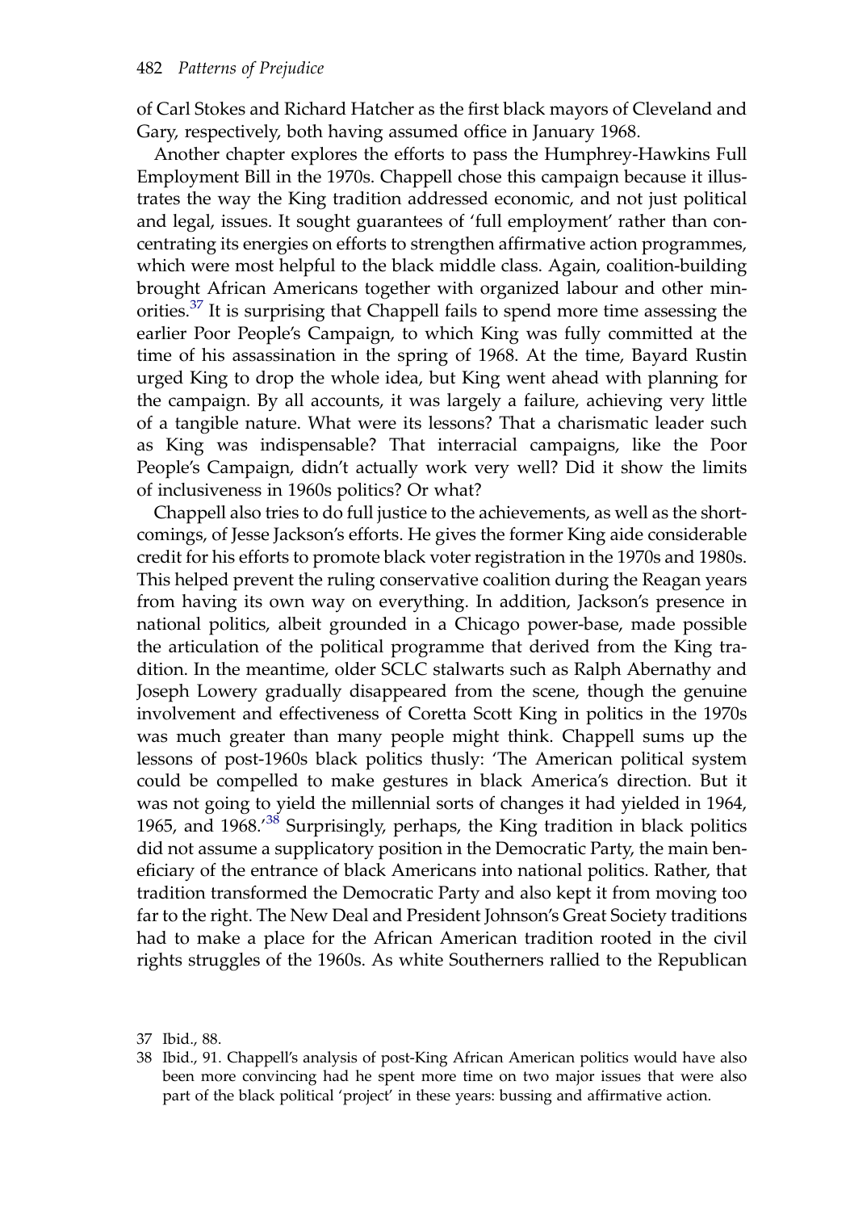of Carl Stokes and Richard Hatcher as the first black mayors of Cleveland and Gary, respectively, both having assumed office in January 1968.

Another chapter explores the efforts to pass the Humphrey-Hawkins Full Employment Bill in the 1970s. Chappell chose this campaign because it illustrates the way the King tradition addressed economic, and not just political and legal, issues. It sought guarantees of 'full employment' rather than concentrating its energies on efforts to strengthen affirmative action programmes, which were most helpful to the black middle class. Again, coalition-building brought African Americans together with organized labour and other minorities.[37] It is surprising that Chappell fails to spend more time assessing the earlier Poor People's Campaign, to which King was fully committed at the time of his assassination in the spring of 1968. At the time, Bayard Rustin urged King to drop the whole idea, but King went ahead with planning for the campaign. By all accounts, it was largely a failure, achieving very little of a tangible nature. What were its lessons? That a charismatic leader such as King was indispensable? That interracial campaigns, like the Poor People's Campaign, didn't actually work very well? Did it show the limits of inclusiveness in 1960s politics? Or what?

Chappell also tries to do full justice to the achievements, as well as the shortcomings, of Jesse Jackson's efforts. He gives the former King aide considerable credit for his efforts to promote black voter registration in the 1970s and 1980s. This helped prevent the ruling conservative coalition during the Reagan years from having its own way on everything. In addition, Jackson's presence in national politics, albeit grounded in a Chicago power-base, made possible the articulation of the political programme that derived from the King tradition. In the meantime, older SCLC stalwarts such as Ralph Abernathy and Joseph Lowery gradually disappeared from the scene, though the genuine involvement and effectiveness of Coretta Scott King in politics in the 1970s was much greater than many people might think. Chappell sums up the lessons of post-1960s black politics thusly: 'The American political system could be compelled to make gestures in black America's direction. But it was not going to yield the millennial sorts of changes it had yielded in 1964, 1965, and 1968.'[38] Surprisingly, perhaps, the King tradition in black politics did not assume a supplicatory position in the Democratic Party, the main beneficiary of the entrance of black Americans into national politics. Rather, that tradition transformed the Democratic Party and also kept it from moving too far to the right. The New Deal and President Johnson's Great Society traditions had to make a place for the African American tradition rooted in the civil rights struggles of the 1960s. As white Southerners rallied to the Republican

37 Ibid., 88.

38 Ibid., 91. Chappell's analysis of post-King African American politics would have also been more convincing had he spent more time on two major issues that were also part of the black political 'project' in these years: bussing and affirmative action.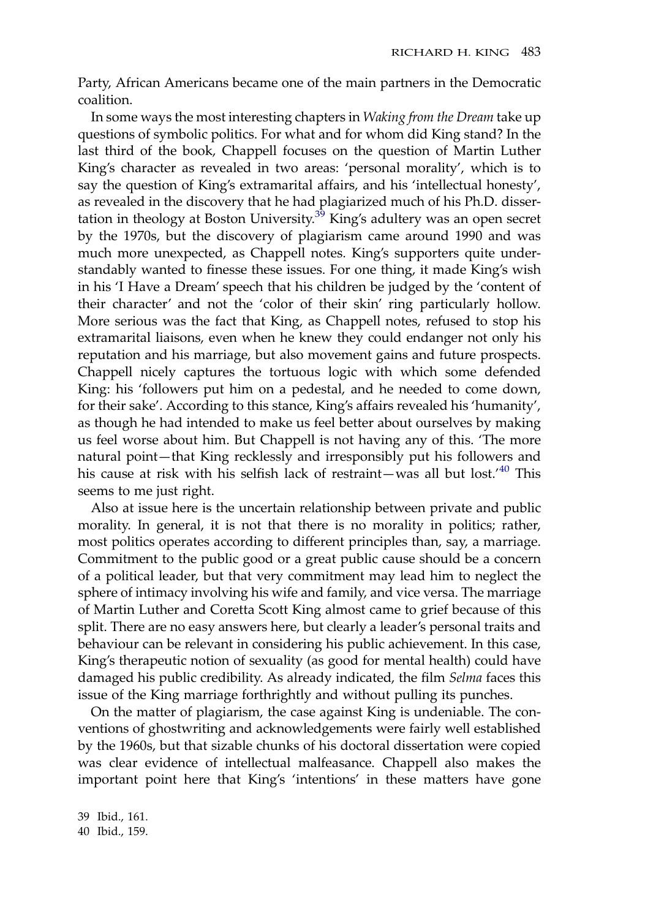Party, African Americans became one of the main partners in the Democratic coalition.

In some ways the most interesting chapters in *Waking from the Dream* take up questions of symbolic politics. For what and for whom did King stand? In the last third of the book, Chappell focuses on the question of Martin Luther King's character as revealed in two areas: 'personal morality', which is to say the question of King's extramarital affairs, and his 'intellectual honesty', as revealed in the discovery that he had plagiarized much of his Ph.D. dissertation in theology at Boston University.[39] King's adultery was an open secret by the 1970s, but the discovery of plagiarism came around 1990 and was much more unexpected, as Chappell notes. King's supporters quite understandably wanted to finesse these issues. For one thing, it made King's wish in his 'I Have a Dream' speech that his children be judged by the 'content of their character' and not the 'color of their skin' ring particularly hollow. More serious was the fact that King, as Chappell notes, refused to stop his extramarital liaisons, even when he knew they could endanger not only his reputation and his marriage, but also movement gains and future prospects. Chappell nicely captures the tortuous logic with which some defended King: his 'followers put him on a pedestal, and he needed to come down, for their sake'. According to this stance, King's affairs revealed his 'humanity', as though he had intended to make us feel better about ourselves by making us feel worse about him. But Chappell is not having any of this. 'The more natural point—that King recklessly and irresponsibly put his followers and his cause at risk with his selfish lack of restraint—was all but lost.'[40] This seems to me just right.

Also at issue here is the uncertain relationship between private and public morality. In general, it is not that there is no morality in politics; rather, most politics operates according to different principles than, say, a marriage. Commitment to the public good or a great public cause should be a concern of a political leader, but that very commitment may lead him to neglect the sphere of intimacy involving his wife and family, and vice versa. The marriage of Martin Luther and Coretta Scott King almost came to grief because of this split. There are no easy answers here, but clearly a leader's personal traits and behaviour can be relevant in considering his public achievement. In this case, King's therapeutic notion of sexuality (as good for mental health) could have damaged his public credibility. As already indicated, the film *Selma* faces this issue of the King marriage forthrightly and without pulling its punches.

On the matter of plagiarism, the case against King is undeniable. The conventions of ghostwriting and acknowledgements were fairly well established by the 1960s, but that sizable chunks of his doctoral dissertation were copied was clear evidence of intellectual malfeasance. Chappell also makes the important point here that King's 'intentions' in these matters have gone

39 Ibid., 161.
40 Ibid., 159.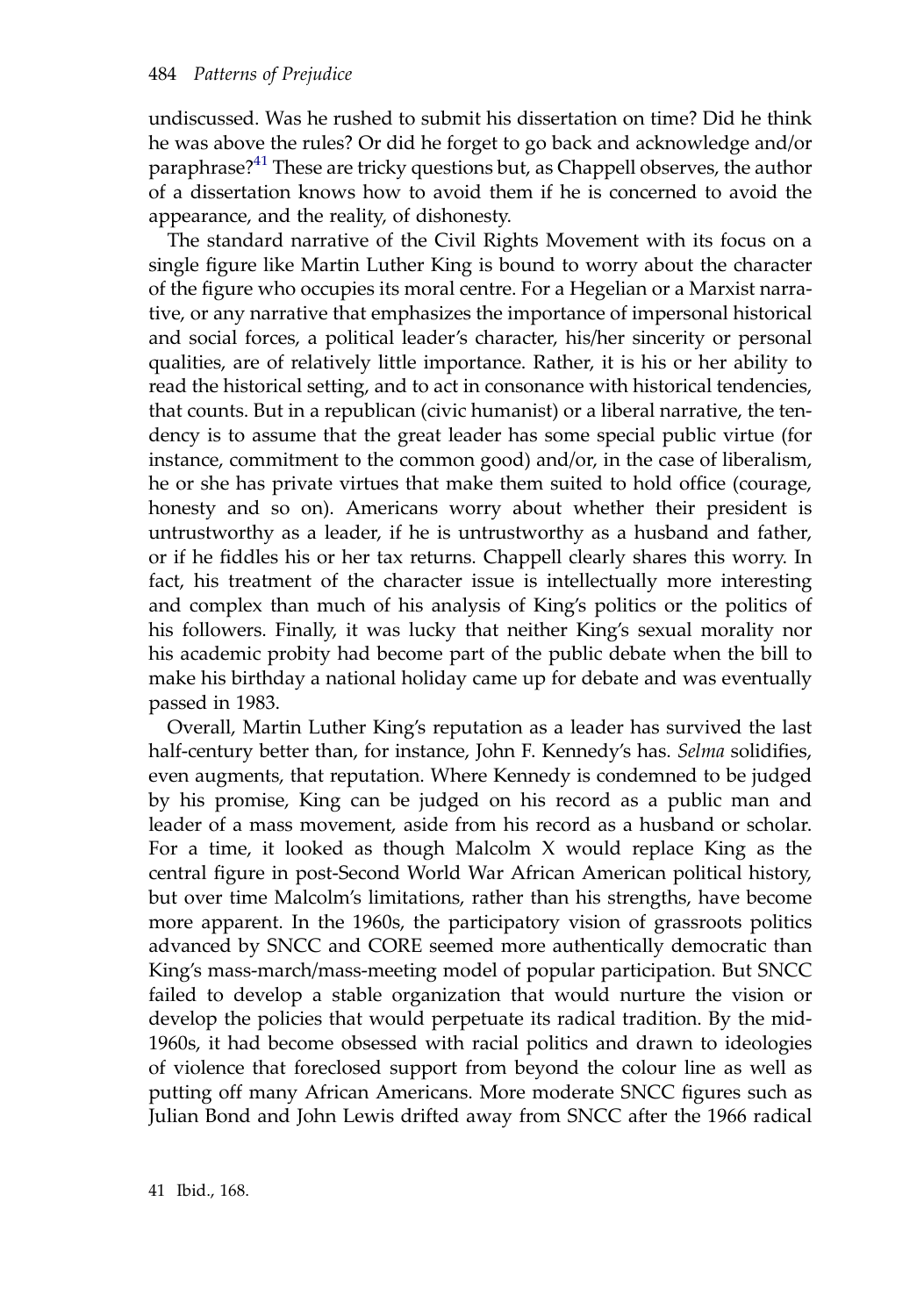undiscussed. Was he rushed to submit his dissertation on time? Did he think he was above the rules? Or did he forget to go back and acknowledge and/or paraphrase?[41] These are tricky questions but, as Chappell observes, the author of a dissertation knows how to avoid them if he is concerned to avoid the appearance, and the reality, of dishonesty.

The standard narrative of the Civil Rights Movement with its focus on a single figure like Martin Luther King is bound to worry about the character of the figure who occupies its moral centre. For a Hegelian or a Marxist narrative, or any narrative that emphasizes the importance of impersonal historical and social forces, a political leader's character, his/her sincerity or personal qualities, are of relatively little importance. Rather, it is his or her ability to read the historical setting, and to act in consonance with historical tendencies, that counts. But in a republican (civic humanist) or a liberal narrative, the tendency is to assume that the great leader has some special public virtue (for instance, commitment to the common good) and/or, in the case of liberalism, he or she has private virtues that make them suited to hold office (courage, honesty and so on). Americans worry about whether their president is untrustworthy as a leader, if he is untrustworthy as a husband and father, or if he fiddles his or her tax returns. Chappell clearly shares this worry. In fact, his treatment of the character issue is intellectually more interesting and complex than much of his analysis of King's politics or the politics of his followers. Finally, it was lucky that neither King's sexual morality nor his academic probity had become part of the public debate when the bill to make his birthday a national holiday came up for debate and was eventually passed in 1983.

Overall, Martin Luther King's reputation as a leader has survived the last half-century better than, for instance, John F. Kennedy's has. *Selma* solidifies, even augments, that reputation. Where Kennedy is condemned to be judged by his promise, King can be judged on his record as a public man and leader of a mass movement, aside from his record as a husband or scholar. For a time, it looked as though Malcolm X would replace King as the central figure in post-Second World War African American political history, but over time Malcolm's limitations, rather than his strengths, have become more apparent. In the 1960s, the participatory vision of grassroots politics advanced by SNCC and CORE seemed more authentically democratic than King's mass-march/mass-meeting model of popular participation. But SNCC failed to develop a stable organization that would nurture the vision or develop the policies that would perpetuate its radical tradition. By the mid-1960s, it had become obsessed with racial politics and drawn to ideologies of violence that foreclosed support from beyond the colour line as well as putting off many African Americans. More moderate SNCC figures such as Julian Bond and John Lewis drifted away from SNCC after the 1966 radical

41 Ibid., 168.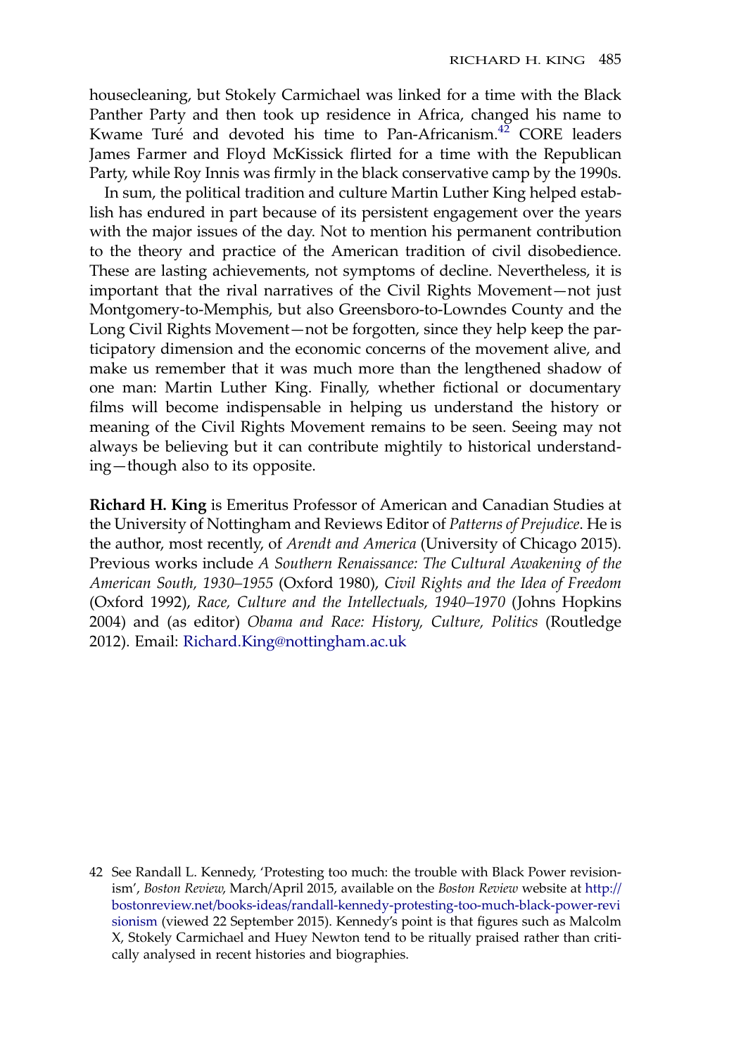housecleaning, but Stokely Carmichael was linked for a time with the Black Panther Party and then took up residence in Africa, changed his name to Kwame Turé and devoted his time to Pan-Africanism.[42] CORE leaders James Farmer and Floyd McKissick flirted for a time with the Republican Party, while Roy Innis was firmly in the black conservative camp by the 1990s.

In sum, the political tradition and culture Martin Luther King helped establish has endured in part because of its persistent engagement over the years with the major issues of the day. Not to mention his permanent contribution to the theory and practice of the American tradition of civil disobedience. These are lasting achievements, not symptoms of decline. Nevertheless, it is important that the rival narratives of the Civil Rights Movement—not just Montgomery-to-Memphis, but also Greensboro-to-Lowndes County and the Long Civil Rights Movement—not be forgotten, since they help keep the participatory dimension and the economic concerns of the movement alive, and make us remember that it was much more than the lengthened shadow of one man: Martin Luther King. Finally, whether fictional or documentary films will become indispensable in helping us understand the history or meaning of the Civil Rights Movement remains to be seen. Seeing may not always be believing but it can contribute mightily to historical understanding—though also to its opposite.

**Richard H. King** is Emeritus Professor of American and Canadian Studies at the University of Nottingham and Reviews Editor of *Patterns of Prejudice*. He is the author, most recently, of *Arendt and America* (University of Chicago 2015). Previous works include *A Southern Renaissance: The Cultural Awakening of the American South, 1930–1955* (Oxford 1980), *Civil Rights and the Idea of Freedom* (Oxford 1992), *Race, Culture and the Intellectuals, 1940–1970* (Johns Hopkins 2004) and (as editor) *Obama and Race: History, Culture, Politics* (Routledge 2012). Email: Richard.King@nottingham.ac.uk

42 See Randall L. Kennedy, 'Protesting too much: the trouble with Black Power revisionism', *Boston Review*, March/April 2015, available on the *Boston Review* website at http://bostonreview.net/books-ideas/randall-kennedy-protesting-too-much-black-power-revisionism (viewed 22 September 2015). Kennedy's point is that figures such as Malcolm X, Stokely Carmichael and Huey Newton tend to be ritually praised rather than critically analysed in recent histories and biographies.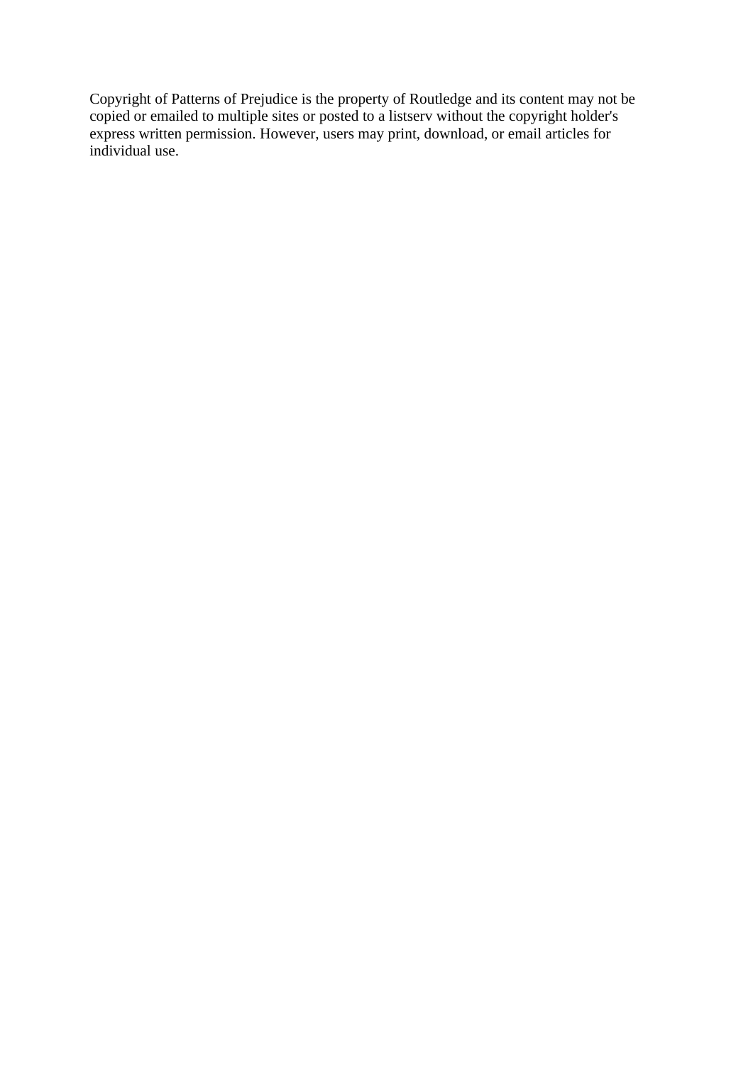Copyright of Patterns of Prejudice is the property of Routledge and its content may not be copied or emailed to multiple sites or posted to a listserv without the copyright holder's express written permission. However, users may print, download, or email articles for individual use.